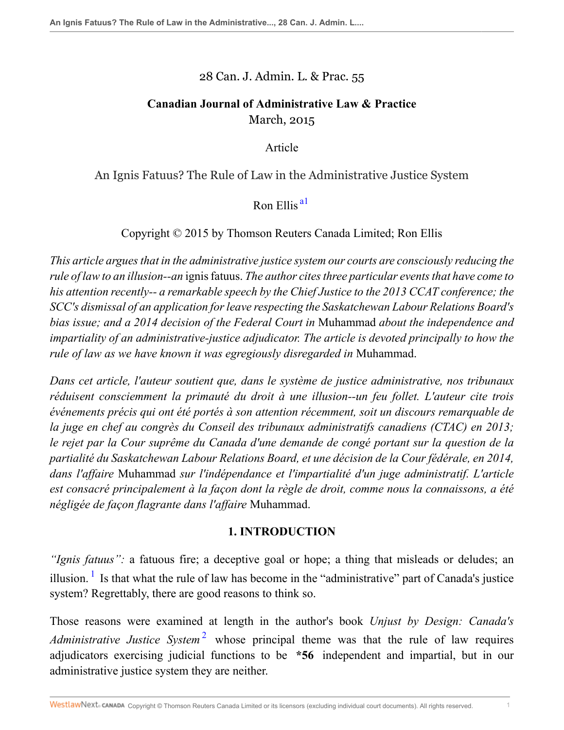28 Can. J. Admin. L. & Prac. 55

**Canadian Journal of Administrative Law & Practice**
March, 2015

Article

# An Ignis Fatuus? The Rule of Law in the Administrative Justice System

Ron Ellis [a1]

Copyright © 2015 by Thomson Reuters Canada Limited; Ron Ellis

*This article argues that in the administrative justice system our courts are consciously reducing the rule of law to an illusion--an* ignis fatuus. *The author cites three particular events that have come to his attention recently-- a remarkable speech by the Chief Justice to the 2013 CCAT conference; the SCC's dismissal of an application for leave respecting the Saskatchewan Labour Relations Board's bias issue; and a 2014 decision of the Federal Court in* Muhammad *about the independence and impartiality of an administrative-justice adjudicator. The article is devoted principally to how the rule of law as we have known it was egregiously disregarded in* Muhammad.

*Dans cet article, l'auteur soutient que, dans le système de justice administrative, nos tribunaux réduisent consciemment la primauté du droit à une illusion--un feu follet. L'auteur cite trois événements précis qui ont été portés à son attention récemment, soit un discours remarquable de la juge en chef au congrès du Conseil des tribunaux administratifs canadiens (CTAC) en 2013; le rejet par la Cour suprême du Canada d'une demande de congé portant sur la question de la partialité du Saskatchewan Labour Relations Board, et une décision de la Cour fédérale, en 2014, dans l'affaire* Muhammad *sur l'indépendance et l'impartialité d'un juge administratif. L'article est consacré principalement à la façon dont la règle de droit, comme nous la connaissons, a été négligée de façon flagrante dans l'affaire* Muhammad.

## 1. INTRODUCTION

*"Ignis fatuus":* a fatuous fire; a deceptive goal or hope; a thing that misleads or deludes; an illusion. [1] Is that what the rule of law has become in the "administrative" part of Canada's justice system? Regrettably, there are good reasons to think so.

Those reasons were examined at length in the author's book *Unjust by Design: Canada's Administrative Justice System* [2] whose principal theme was that the rule of law requires adjudicators exercising judicial functions to be **\*56** independent and impartial, but in our administrative justice system they are neither.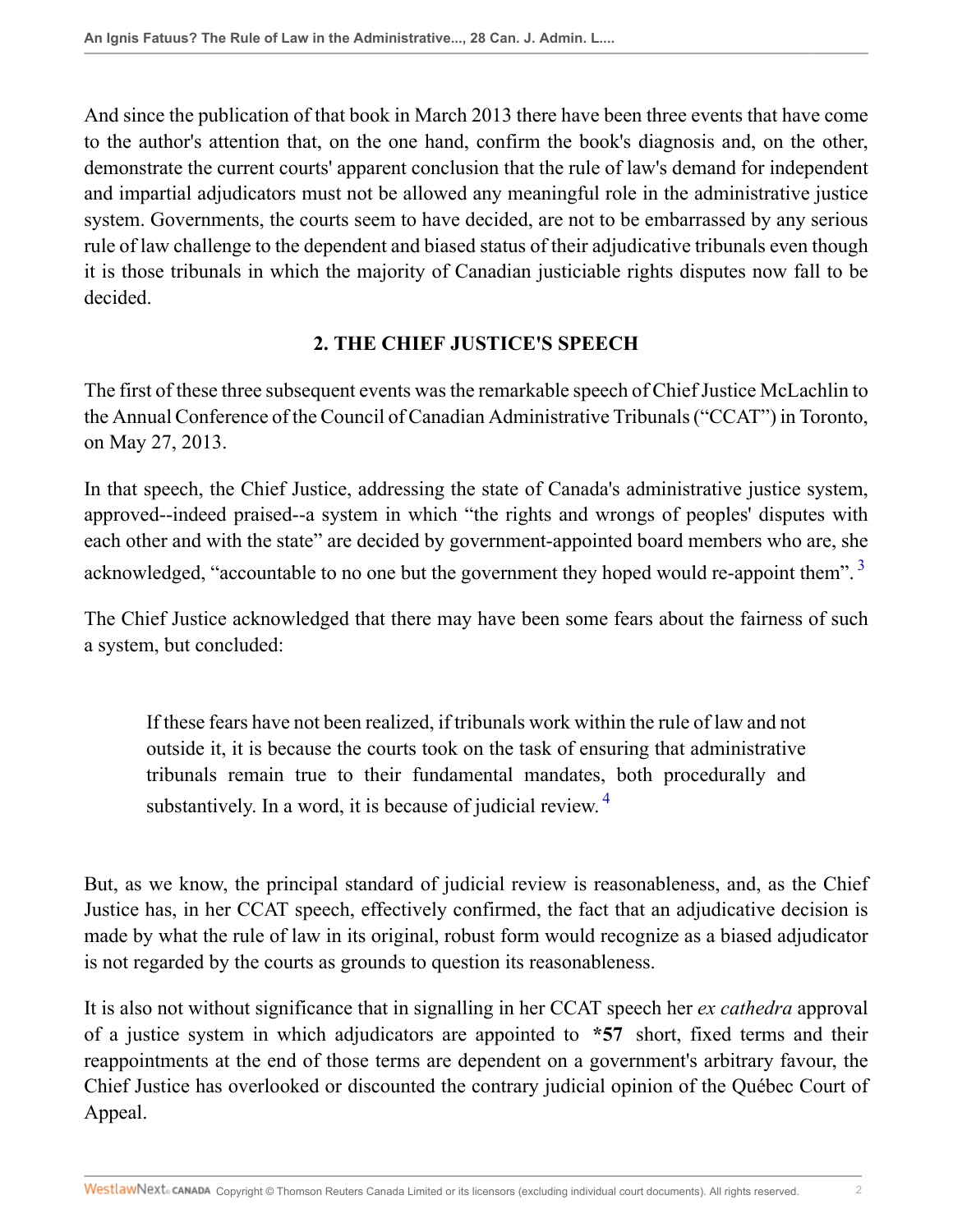And since the publication of that book in March 2013 there have been three events that have come to the author's attention that, on the one hand, confirm the book's diagnosis and, on the other, demonstrate the current courts' apparent conclusion that the rule of law's demand for independent and impartial adjudicators must not be allowed any meaningful role in the administrative justice system. Governments, the courts seem to have decided, are not to be embarrassed by any serious rule of law challenge to the dependent and biased status of their adjudicative tribunals even though it is those tribunals in which the majority of Canadian justiciable rights disputes now fall to be decided.

## 2. THE CHIEF JUSTICE'S SPEECH

The first of these three subsequent events was the remarkable speech of Chief Justice McLachlin to the Annual Conference of the Council of Canadian Administrative Tribunals ("CCAT") in Toronto, on May 27, 2013.

In that speech, the Chief Justice, addressing the state of Canada's administrative justice system, approved--indeed praised--a system in which "the rights and wrongs of peoples' disputes with each other and with the state" are decided by government-appointed board members who are, she acknowledged, "accountable to no one but the government they hoped would re-appoint them".[3]

The Chief Justice acknowledged that there may have been some fears about the fairness of such a system, but concluded:

> If these fears have not been realized, if tribunals work within the rule of law and not outside it, it is because the courts took on the task of ensuring that administrative tribunals remain true to their fundamental mandates, both procedurally and substantively. In a word, it is because of judicial review.[4]

But, as we know, the principal standard of judicial review is reasonableness, and, as the Chief Justice has, in her CCAT speech, effectively confirmed, the fact that an adjudicative decision is made by what the rule of law in its original, robust form would recognize as a biased adjudicator is not regarded by the courts as grounds to question its reasonableness.

It is also not without significance that in signalling in her CCAT speech her *ex cathedra* approval of a justice system in which adjudicators are appointed to **\*57** short, fixed terms and their reappointments at the end of those terms are dependent on a government's arbitrary favour, the Chief Justice has overlooked or discounted the contrary judicial opinion of the Québec Court of Appeal.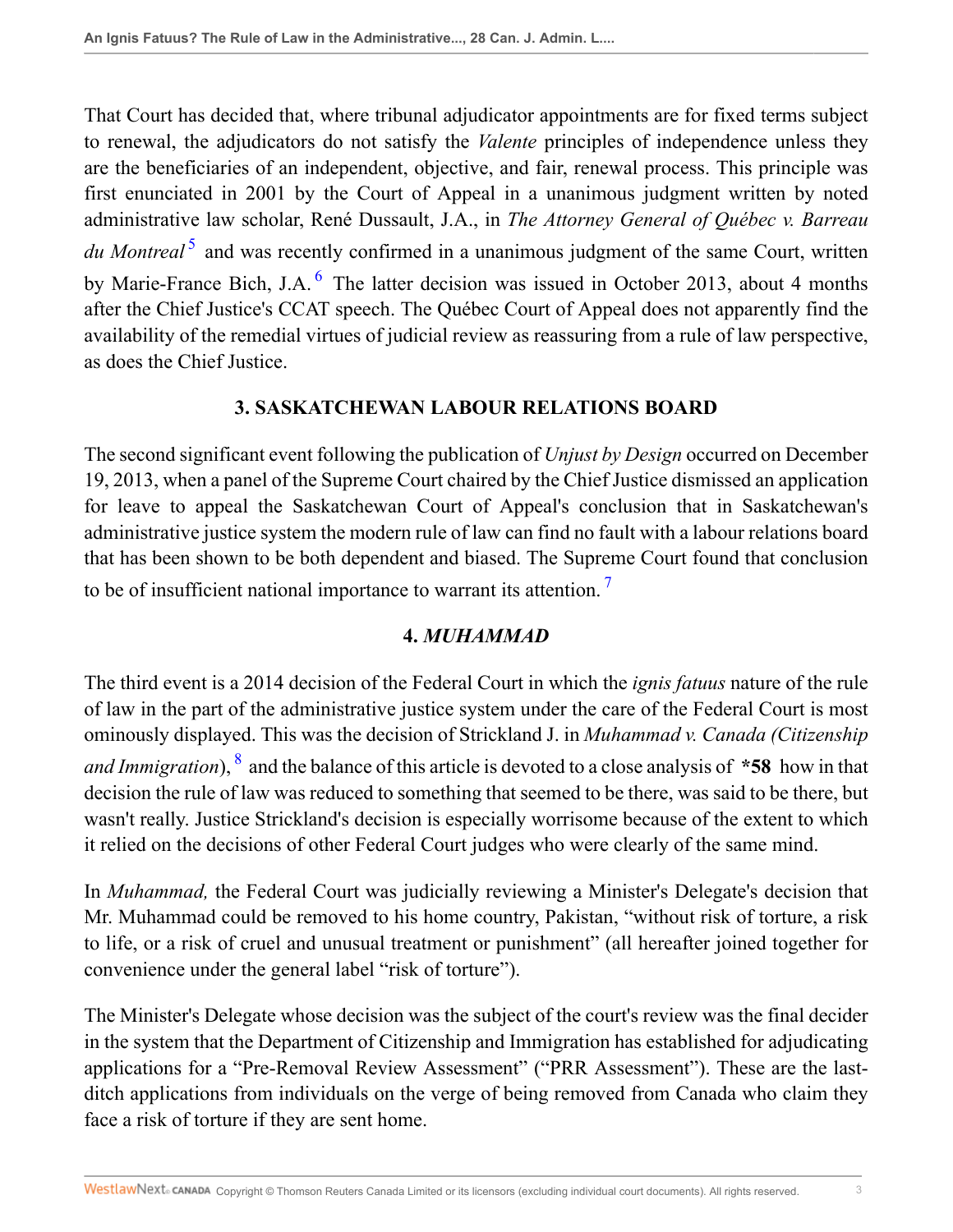That Court has decided that, where tribunal adjudicator appointments are for fixed terms subject to renewal, the adjudicators do not satisfy the *Valente* principles of independence unless they are the beneficiaries of an independent, objective, and fair, renewal process. This principle was first enunciated in 2001 by the Court of Appeal in a unanimous judgment written by noted administrative law scholar, René Dussault, J.A., in *The Attorney General of Québec v. Barreau du Montreal*[5] and was recently confirmed in a unanimous judgment of the same Court, written by Marie-France Bich, J.A.[6] The latter decision was issued in October 2013, about 4 months after the Chief Justice's CCAT speech. The Québec Court of Appeal does not apparently find the availability of the remedial virtues of judicial review as reassuring from a rule of law perspective, as does the Chief Justice.

## 3. SASKATCHEWAN LABOUR RELATIONS BOARD

The second significant event following the publication of *Unjust by Design* occurred on December 19, 2013, when a panel of the Supreme Court chaired by the Chief Justice dismissed an application for leave to appeal the Saskatchewan Court of Appeal's conclusion that in Saskatchewan's administrative justice system the modern rule of law can find no fault with a labour relations board that has been shown to be both dependent and biased. The Supreme Court found that conclusion to be of insufficient national importance to warrant its attention.[7]

## 4. *MUHAMMAD*

The third event is a 2014 decision of the Federal Court in which the *ignis fatuus* nature of the rule of law in the part of the administrative justice system under the care of the Federal Court is most ominously displayed. This was the decision of Strickland J. in *Muhammad v. Canada (Citizenship and Immigration*),[8] and the balance of this article is devoted to a close analysis of **\*58** how in that decision the rule of law was reduced to something that seemed to be there, was said to be there, but wasn't really. Justice Strickland's decision is especially worrisome because of the extent to which it relied on the decisions of other Federal Court judges who were clearly of the same mind.

In *Muhammad,* the Federal Court was judicially reviewing a Minister's Delegate's decision that Mr. Muhammad could be removed to his home country, Pakistan, "without risk of torture, a risk to life, or a risk of cruel and unusual treatment or punishment" (all hereafter joined together for convenience under the general label "risk of torture").

The Minister's Delegate whose decision was the subject of the court's review was the final decider in the system that the Department of Citizenship and Immigration has established for adjudicating applications for a "Pre-Removal Review Assessment" ("PRR Assessment"). These are the last-ditch applications from individuals on the verge of being removed from Canada who claim they face a risk of torture if they are sent home.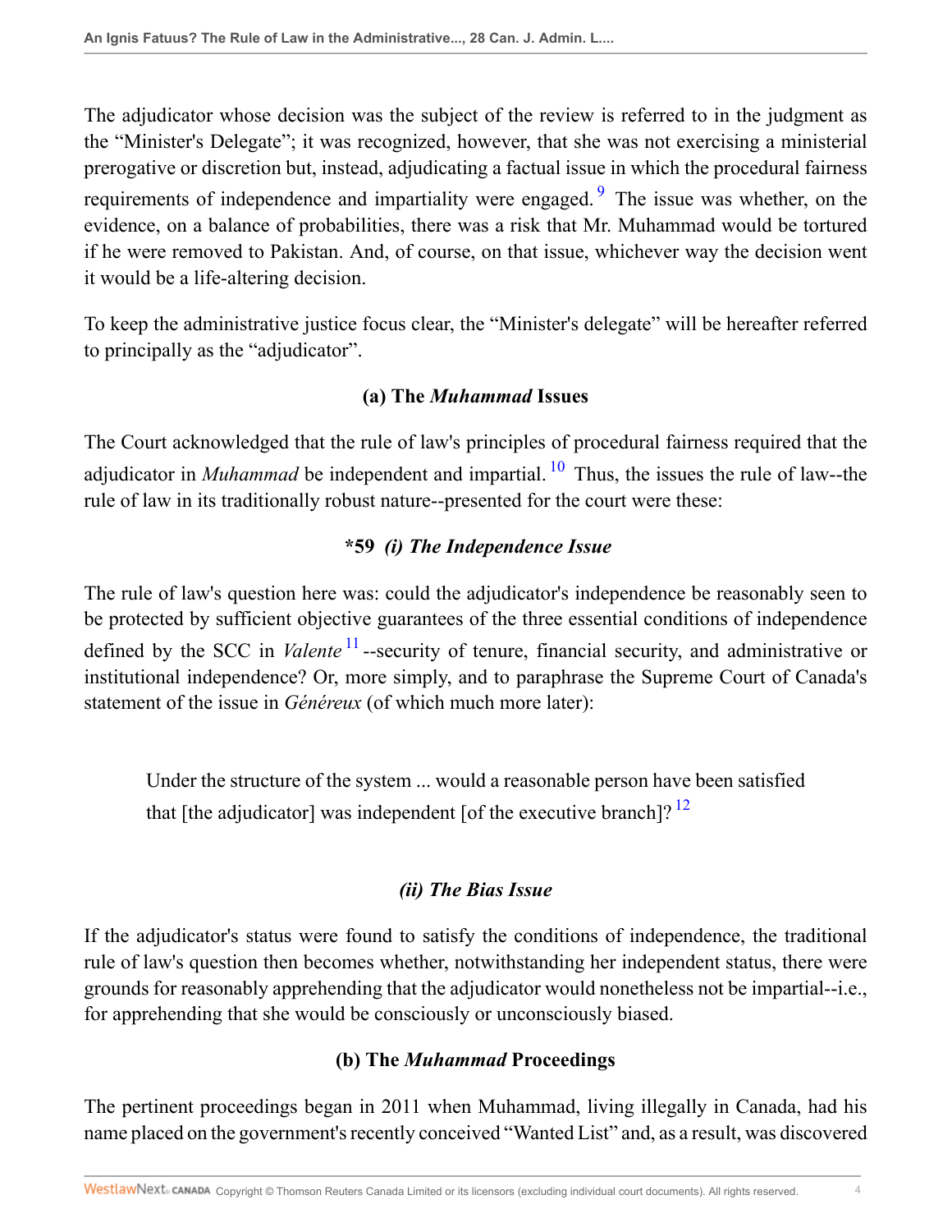The adjudicator whose decision was the subject of the review is referred to in the judgment as the "Minister's Delegate"; it was recognized, however, that she was not exercising a ministerial prerogative or discretion but, instead, adjudicating a factual issue in which the procedural fairness requirements of independence and impartiality were engaged.[9] The issue was whether, on the evidence, on a balance of probabilities, there was a risk that Mr. Muhammad would be tortured if he were removed to Pakistan. And, of course, on that issue, whichever way the decision went it would be a life-altering decision.

To keep the administrative justice focus clear, the "Minister's delegate" will be hereafter referred to principally as the "adjudicator".

### (a) The *Muhammad* Issues

The Court acknowledged that the rule of law's principles of procedural fairness required that the adjudicator in *Muhammad* be independent and impartial.[10] Thus, the issues the rule of law--the rule of law in its traditionally robust nature--presented for the court were these:

#### *59 *(i) The Independence Issue*

The rule of law's question here was: could the adjudicator's independence be reasonably seen to be protected by sufficient objective guarantees of the three essential conditions of independence defined by the SCC in *Valente*[11] --security of tenure, financial security, and administrative or institutional independence? Or, more simply, and to paraphrase the Supreme Court of Canada's statement of the issue in *Généreux* (of which much more later):

> Under the structure of the system ... would a reasonable person have been satisfied that [the adjudicator] was independent [of the executive branch]?[12]

#### *(ii) The Bias Issue*

If the adjudicator's status were found to satisfy the conditions of independence, the traditional rule of law's question then becomes whether, notwithstanding her independent status, there were grounds for reasonably apprehending that the adjudicator would nonetheless not be impartial--i.e., for apprehending that she would be consciously or unconsciously biased.

### (b) The *Muhammad* Proceedings

The pertinent proceedings began in 2011 when Muhammad, living illegally in Canada, had his name placed on the government's recently conceived "Wanted List" and, as a result, was discovered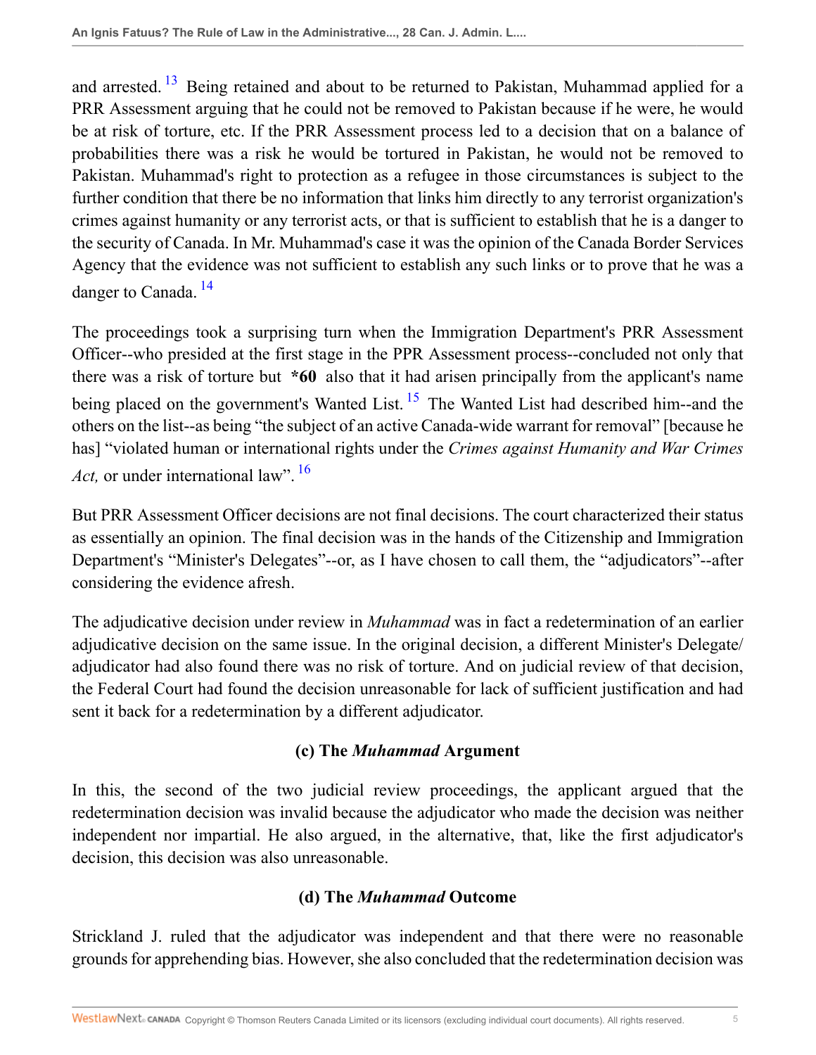and arrested.[13] Being retained and about to be returned to Pakistan, Muhammad applied for a PRR Assessment arguing that he could not be removed to Pakistan because if he were, he would be at risk of torture, etc. If the PRR Assessment process led to a decision that on a balance of probabilities there was a risk he would be tortured in Pakistan, he would not be removed to Pakistan. Muhammad's right to protection as a refugee in those circumstances is subject to the further condition that there be no information that links him directly to any terrorist organization's crimes against humanity or any terrorist acts, or that is sufficient to establish that he is a danger to the security of Canada. In Mr. Muhammad's case it was the opinion of the Canada Border Services Agency that the evidence was not sufficient to establish any such links or to prove that he was a danger to Canada.[14]

The proceedings took a surprising turn when the Immigration Department's PRR Assessment Officer--who presided at the first stage in the PPR Assessment process--concluded not only that there was a risk of torture but **\*60** also that it had arisen principally from the applicant's name being placed on the government's Wanted List.[15] The Wanted List had described him--and the others on the list--as being "the subject of an active Canada-wide warrant for removal" [because he has] "violated human or international rights under the *Crimes against Humanity and War Crimes Act,* or under international law".[16]

But PRR Assessment Officer decisions are not final decisions. The court characterized their status as essentially an opinion. The final decision was in the hands of the Citizenship and Immigration Department's "Minister's Delegates"--or, as I have chosen to call them, the "adjudicators"--after considering the evidence afresh.

The adjudicative decision under review in *Muhammad* was in fact a redetermination of an earlier adjudicative decision on the same issue. In the original decision, a different Minister's Delegate/adjudicator had also found there was no risk of torture. And on judicial review of that decision, the Federal Court had found the decision unreasonable for lack of sufficient justification and had sent it back for a redetermination by a different adjudicator.

### (c) The *Muhammad* Argument

In this, the second of the two judicial review proceedings, the applicant argued that the redetermination decision was invalid because the adjudicator who made the decision was neither independent nor impartial. He also argued, in the alternative, that, like the first adjudicator's decision, this decision was also unreasonable.

### (d) The *Muhammad* Outcome

Strickland J. ruled that the adjudicator was independent and that there were no reasonable grounds for apprehending bias. However, she also concluded that the redetermination decision was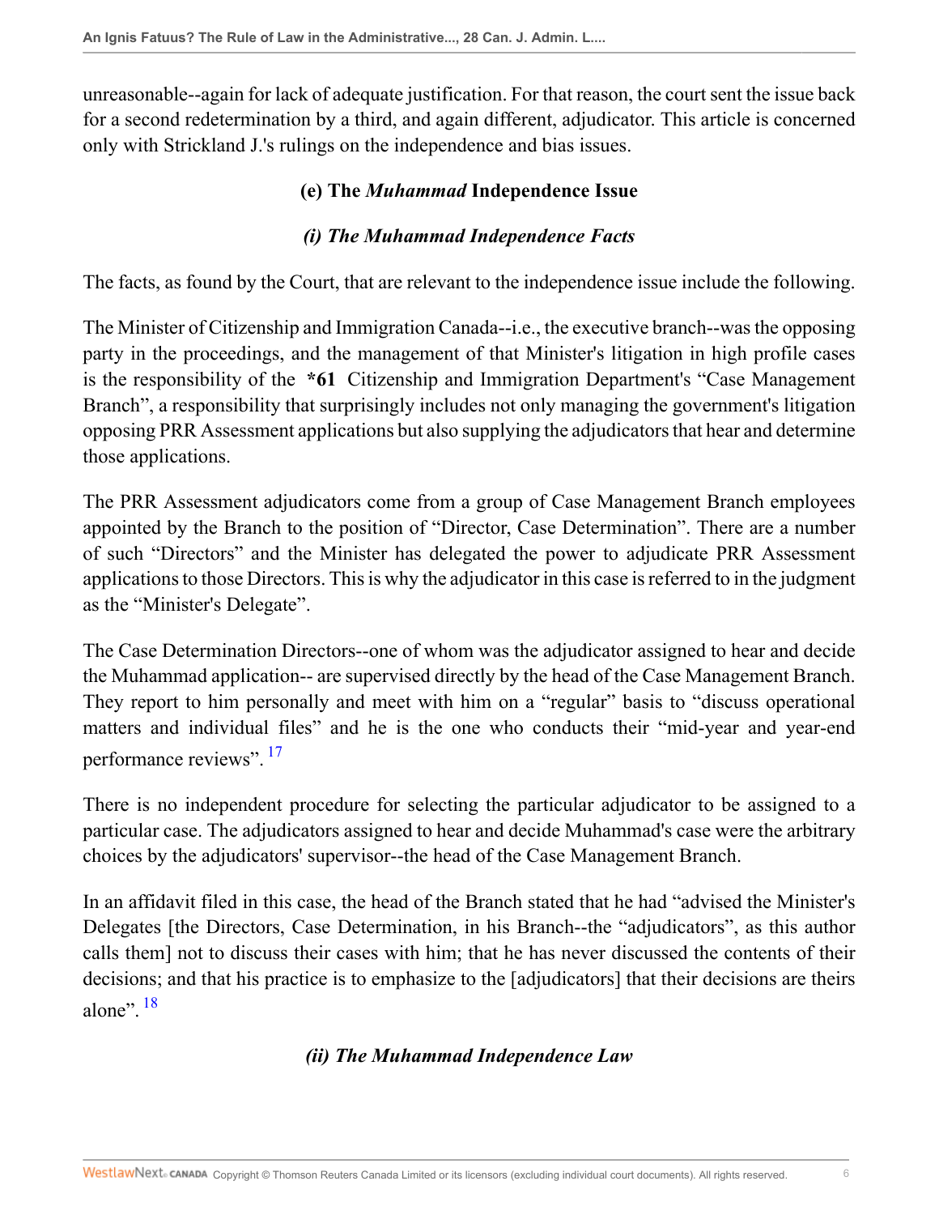unreasonable--again for lack of adequate justification. For that reason, the court sent the issue back for a second redetermination by a third, and again different, adjudicator. This article is concerned only with Strickland J.'s rulings on the independence and bias issues.

### (e) The *Muhammad* Independence Issue

#### *(i) The Muhammad Independence Facts*

The facts, as found by the Court, that are relevant to the independence issue include the following.

The Minister of Citizenship and Immigration Canada--i.e., the executive branch--was the opposing party in the proceedings, and the management of that Minister's litigation in high profile cases is the responsibility of the **\*61** Citizenship and Immigration Department's "Case Management Branch", a responsibility that surprisingly includes not only managing the government's litigation opposing PRR Assessment applications but also supplying the adjudicators that hear and determine those applications.

The PRR Assessment adjudicators come from a group of Case Management Branch employees appointed by the Branch to the position of "Director, Case Determination". There are a number of such "Directors" and the Minister has delegated the power to adjudicate PRR Assessment applications to those Directors. This is why the adjudicator in this case is referred to in the judgment as the "Minister's Delegate".

The Case Determination Directors--one of whom was the adjudicator assigned to hear and decide the Muhammad application-- are supervised directly by the head of the Case Management Branch. They report to him personally and meet with him on a "regular" basis to "discuss operational matters and individual files" and he is the one who conducts their "mid-year and year-end performance reviews". [17]

There is no independent procedure for selecting the particular adjudicator to be assigned to a particular case. The adjudicators assigned to hear and decide Muhammad's case were the arbitrary choices by the adjudicators' supervisor--the head of the Case Management Branch.

In an affidavit filed in this case, the head of the Branch stated that he had "advised the Minister's Delegates [the Directors, Case Determination, in his Branch--the "adjudicators", as this author calls them] not to discuss their cases with him; that he has never discussed the contents of their decisions; and that his practice is to emphasize to the [adjudicators] that their decisions are theirs alone". [18]

#### *(ii) The Muhammad Independence Law*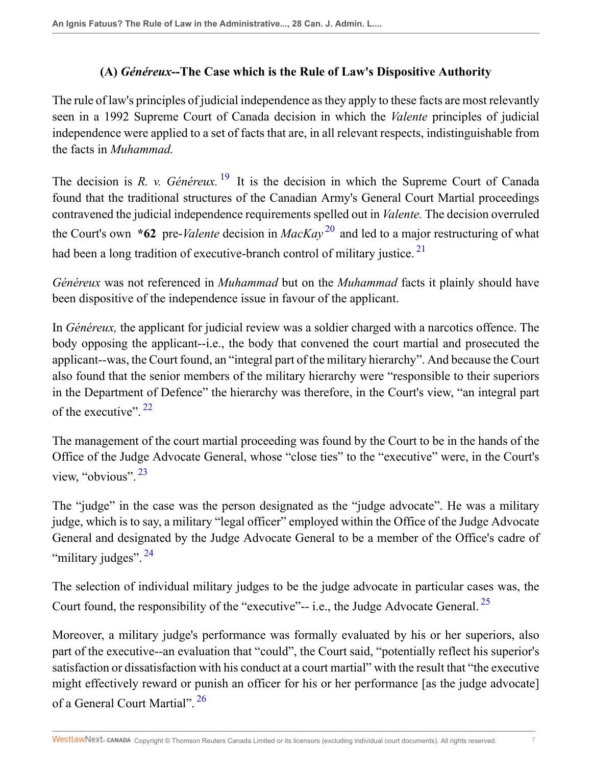### (A) *Généreux*--The Case which is the Rule of Law's Dispositive Authority

The rule of law's principles of judicial independence as they apply to these facts are most relevantly seen in a 1992 Supreme Court of Canada decision in which the *Valente* principles of judicial independence were applied to a set of facts that are, in all relevant respects, indistinguishable from the facts in *Muhammad.*

The decision is *R. v. Généreux.* [19] It is the decision in which the Supreme Court of Canada found that the traditional structures of the Canadian Army's General Court Martial proceedings contravened the judicial independence requirements spelled out in *Valente.* The decision overruled the Court's own **\*62** pre-*Valente* decision in *MacKay* [20] and led to a major restructuring of what had been a long tradition of executive-branch control of military justice. [21]

*Généreux* was not referenced in *Muhammad* but on the *Muhammad* facts it plainly should have been dispositive of the independence issue in favour of the applicant.

In *Généreux,* the applicant for judicial review was a soldier charged with a narcotics offence. The body opposing the applicant--i.e., the body that convened the court martial and prosecuted the applicant--was, the Court found, an "integral part of the military hierarchy". And because the Court also found that the senior members of the military hierarchy were "responsible to their superiors in the Department of Defence" the hierarchy was therefore, in the Court's view, "an integral part of the executive". [22]

The management of the court martial proceeding was found by the Court to be in the hands of the Office of the Judge Advocate General, whose "close ties" to the "executive" were, in the Court's view, "obvious". [23]

The "judge" in the case was the person designated as the "judge advocate". He was a military judge, which is to say, a military "legal officer" employed within the Office of the Judge Advocate General and designated by the Judge Advocate General to be a member of the Office's cadre of "military judges". [24]

The selection of individual military judges to be the judge advocate in particular cases was, the Court found, the responsibility of the "executive"-- i.e., the Judge Advocate General. [25]

Moreover, a military judge's performance was formally evaluated by his or her superiors, also part of the executive--an evaluation that "could", the Court said, "potentially reflect his superior's satisfaction or dissatisfaction with his conduct at a court martial" with the result that "the executive might effectively reward or punish an officer for his or her performance [as the judge advocate] of a General Court Martial". [26]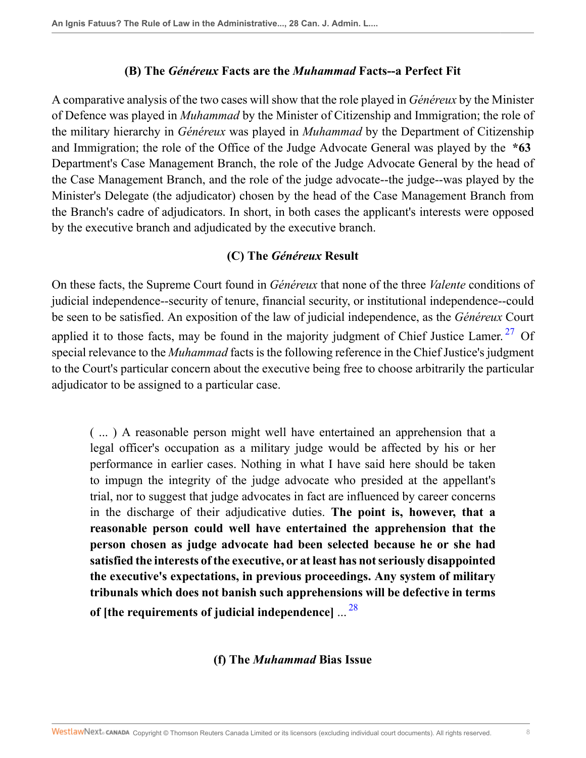### (B) The *Généreux* Facts are the *Muhammad* Facts--a Perfect Fit

A comparative analysis of the two cases will show that the role played in *Généreux* by the Minister of Defence was played in *Muhammad* by the Minister of Citizenship and Immigration; the role of the military hierarchy in *Généreux* was played in *Muhammad* by the Department of Citizenship and Immigration; the role of the Office of the Judge Advocate General was played by the **\*63** Department's Case Management Branch, the role of the Judge Advocate General by the head of the Case Management Branch, and the role of the judge advocate--the judge--was played by the Minister's Delegate (the adjudicator) chosen by the head of the Case Management Branch from the Branch's cadre of adjudicators. In short, in both cases the applicant's interests were opposed by the executive branch and adjudicated by the executive branch.

### (C) The *Généreux* Result

On these facts, the Supreme Court found in *Généreux* that none of the three *Valente* conditions of judicial independence--security of tenure, financial security, or institutional independence--could be seen to be satisfied. An exposition of the law of judicial independence, as the *Généreux* Court applied it to those facts, may be found in the majority judgment of Chief Justice Lamer.[27] Of special relevance to the *Muhammad* facts is the following reference in the Chief Justice's judgment to the Court's particular concern about the executive being free to choose arbitrarily the particular adjudicator to be assigned to a particular case.

> ( ... ) A reasonable person might well have entertained an apprehension that a legal officer's occupation as a military judge would be affected by his or her performance in earlier cases. Nothing in what I have said here should be taken to impugn the integrity of the judge advocate who presided at the appellant's trial, nor to suggest that judge advocates in fact are influenced by career concerns in the discharge of their adjudicative duties. **The point is, however, that a reasonable person could well have entertained the apprehension that the person chosen as judge advocate had been selected because he or she had satisfied the interests of the executive, or at least has not seriously disappointed the executive's expectations, in previous proceedings. Any system of military tribunals which does not banish such apprehensions will be defective in terms of [the requirements of judicial independence]** ...[28]

### (f) The *Muhammad* Bias Issue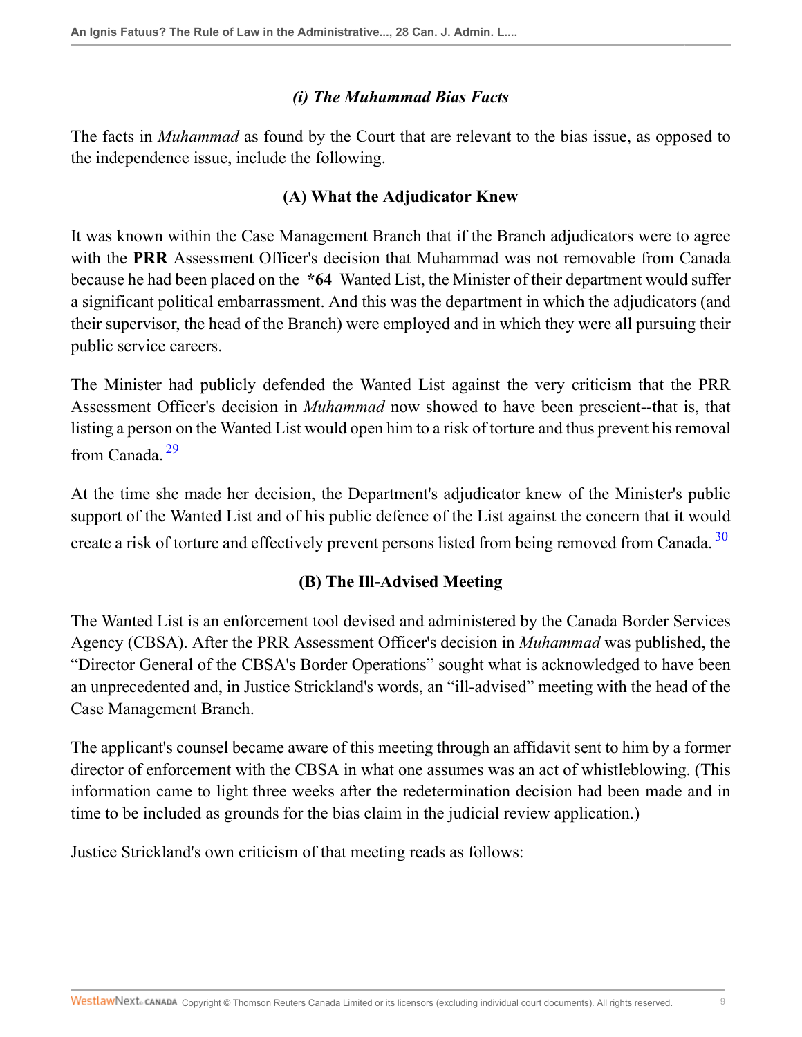### *(i) The Muhammad Bias Facts*

The facts in *Muhammad* as found by the Court that are relevant to the bias issue, as opposed to the independence issue, include the following.

#### (A) What the Adjudicator Knew

It was known within the Case Management Branch that if the Branch adjudicators were to agree with the **PRR** Assessment Officer's decision that Muhammad was not removable from Canada because he had been placed on the **\*64** Wanted List, the Minister of their department would suffer a significant political embarrassment. And this was the department in which the adjudicators (and their supervisor, the head of the Branch) were employed and in which they were all pursuing their public service careers.

The Minister had publicly defended the Wanted List against the very criticism that the PRR Assessment Officer's decision in *Muhammad* now showed to have been prescient--that is, that listing a person on the Wanted List would open him to a risk of torture and thus prevent his removal from Canada. [29]

At the time she made her decision, the Department's adjudicator knew of the Minister's public support of the Wanted List and of his public defence of the List against the concern that it would create a risk of torture and effectively prevent persons listed from being removed from Canada. [30]

#### (B) The Ill-Advised Meeting

The Wanted List is an enforcement tool devised and administered by the Canada Border Services Agency (CBSA). After the PRR Assessment Officer's decision in *Muhammad* was published, the "Director General of the CBSA's Border Operations" sought what is acknowledged to have been an unprecedented and, in Justice Strickland's words, an "ill-advised" meeting with the head of the Case Management Branch.

The applicant's counsel became aware of this meeting through an affidavit sent to him by a former director of enforcement with the CBSA in what one assumes was an act of whistleblowing. (This information came to light three weeks after the redetermination decision had been made and in time to be included as grounds for the bias claim in the judicial review application.)

Justice Strickland's own criticism of that meeting reads as follows: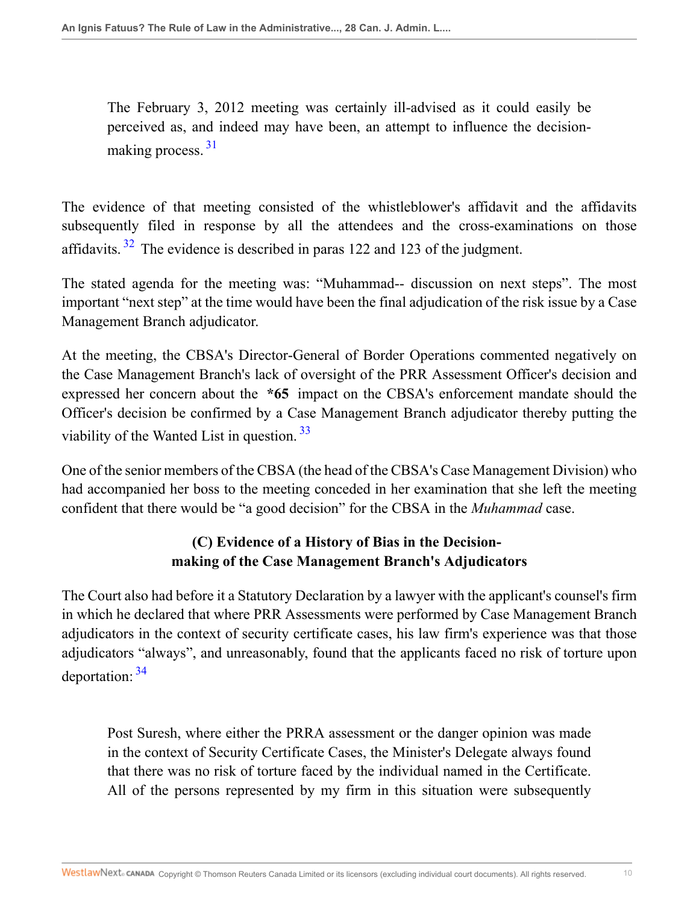> The February 3, 2012 meeting was certainly ill-advised as it could easily be perceived as, and indeed may have been, an attempt to influence the decision-making process. [31]

The evidence of that meeting consisted of the whistleblower's affidavit and the affidavits subsequently filed in response by all the attendees and the cross-examinations on those affidavits. [32] The evidence is described in paras 122 and 123 of the judgment.

The stated agenda for the meeting was: "Muhammad-- discussion on next steps". The most important "next step" at the time would have been the final adjudication of the risk issue by a Case Management Branch adjudicator.

At the meeting, the CBSA's Director-General of Border Operations commented negatively on the Case Management Branch's lack of oversight of the PRR Assessment Officer's decision and expressed her concern about the **\*65** impact on the CBSA's enforcement mandate should the Officer's decision be confirmed by a Case Management Branch adjudicator thereby putting the viability of the Wanted List in question. [33]

One of the senior members of the CBSA (the head of the CBSA's Case Management Division) who had accompanied her boss to the meeting conceded in her examination that she left the meeting confident that there would be "a good decision" for the CBSA in the *Muhammad* case.

### (C) Evidence of a History of Bias in the Decision-making of the Case Management Branch's Adjudicators

The Court also had before it a Statutory Declaration by a lawyer with the applicant's counsel's firm in which he declared that where PRR Assessments were performed by Case Management Branch adjudicators in the context of security certificate cases, his law firm's experience was that those adjudicators "always", and unreasonably, found that the applicants faced no risk of torture upon deportation: [34]

> Post Suresh, where either the PRRA assessment or the danger opinion was made in the context of Security Certificate Cases, the Minister's Delegate always found that there was no risk of torture faced by the individual named in the Certificate. All of the persons represented by my firm in this situation were subsequently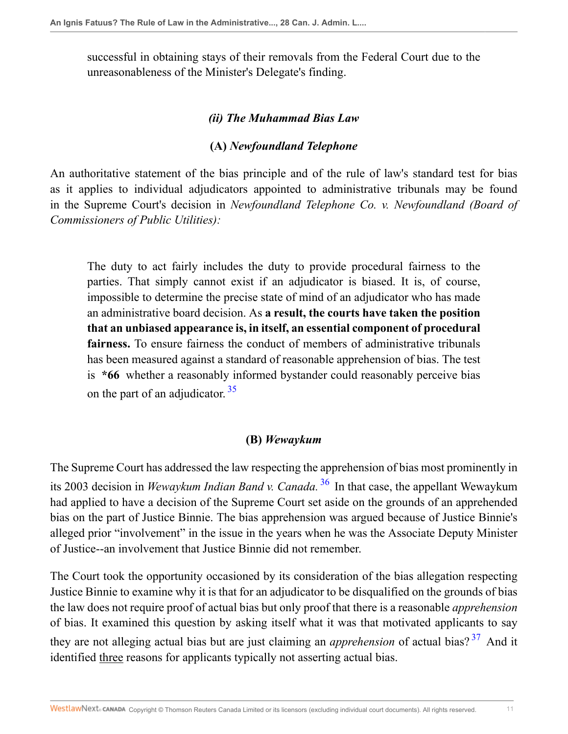successful in obtaining stays of their removals from the Federal Court due to the unreasonableness of the Minister's Delegate's finding.

### *(ii) The Muhammad Bias Law*

#### (A) *Newfoundland Telephone*

An authoritative statement of the bias principle and of the rule of law's standard test for bias as it applies to individual adjudicators appointed to administrative tribunals may be found in the Supreme Court's decision in *Newfoundland Telephone Co. v. Newfoundland (Board of Commissioners of Public Utilities):*

> The duty to act fairly includes the duty to provide procedural fairness to the parties. That simply cannot exist if an adjudicator is biased. It is, of course, impossible to determine the precise state of mind of an adjudicator who has made an administrative board decision. As **a result, the courts have taken the position that an unbiased appearance is, in itself, an essential component of procedural fairness.** To ensure fairness the conduct of members of administrative tribunals has been measured against a standard of reasonable apprehension of bias. The test is **\*66** whether a reasonably informed bystander could reasonably perceive bias on the part of an adjudicator.[35]

#### (B) *Wewaykum*

The Supreme Court has addressed the law respecting the apprehension of bias most prominently in its 2003 decision in *Wewaykum Indian Band v. Canada.*[36] In that case, the appellant Wewaykum had applied to have a decision of the Supreme Court set aside on the grounds of an apprehended bias on the part of Justice Binnie. The bias apprehension was argued because of Justice Binnie's alleged prior "involvement" in the issue in the years when he was the Associate Deputy Minister of Justice--an involvement that Justice Binnie did not remember.

The Court took the opportunity occasioned by its consideration of the bias allegation respecting Justice Binnie to examine why it is that for an adjudicator to be disqualified on the grounds of bias the law does not require proof of actual bias but only proof that there is a reasonable *apprehension* of bias. It examined this question by asking itself what it was that motivated applicants to say they are not alleging actual bias but are just claiming an *apprehension* of actual bias?[37] And it identified <u>three</u> reasons for applicants typically not asserting actual bias.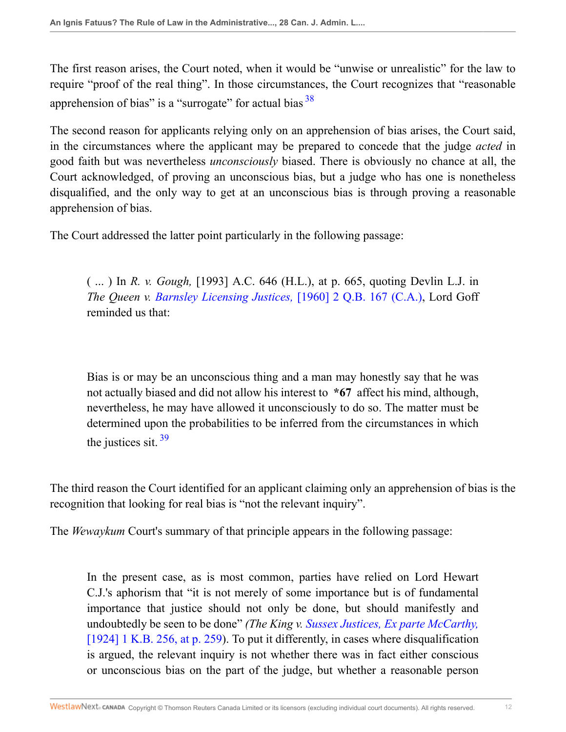The first reason arises, the Court noted, when it would be "unwise or unrealistic" for the law to require "proof of the real thing". In those circumstances, the Court recognizes that "reasonable apprehension of bias" is a "surrogate" for actual bias [38]

The second reason for applicants relying only on an apprehension of bias arises, the Court said, in the circumstances where the applicant may be prepared to concede that the judge *acted* in good faith but was nevertheless *unconsciously* biased. There is obviously no chance at all, the Court acknowledged, of proving an unconscious bias, but a judge who has one is nonetheless disqualified, and the only way to get at an unconscious bias is through proving a reasonable apprehension of bias.

The Court addressed the latter point particularly in the following passage:

> ( ... ) In *R. v. Gough,* [1993] A.C. 646 (H.L.), at p. 665, quoting Devlin L.J. in *The Queen v. Barnsley Licensing Justices,* [1960] 2 Q.B. 167 (C.A.), Lord Goff reminded us that:
>
> Bias is or may be an unconscious thing and a man may honestly say that he was not actually biased and did not allow his interest to **\*67** affect his mind, although, nevertheless, he may have allowed it unconsciously to do so. The matter must be determined upon the probabilities to be inferred from the circumstances in which the justices sit. [39]

The third reason the Court identified for an applicant claiming only an apprehension of bias is the recognition that looking for real bias is "not the relevant inquiry".

The *Wewaykum* Court's summary of that principle appears in the following passage:

> In the present case, as is most common, parties have relied on Lord Hewart C.J.'s aphorism that "it is not merely of some importance but is of fundamental importance that justice should not only be done, but should manifestly and undoubtedly be seen to be done" *(The King v. Sussex Justices, Ex parte McCarthy,* [1924] 1 K.B. 256, at p. 259). To put it differently, in cases where disqualification is argued, the relevant inquiry is not whether there was in fact either conscious or unconscious bias on the part of the judge, but whether a reasonable person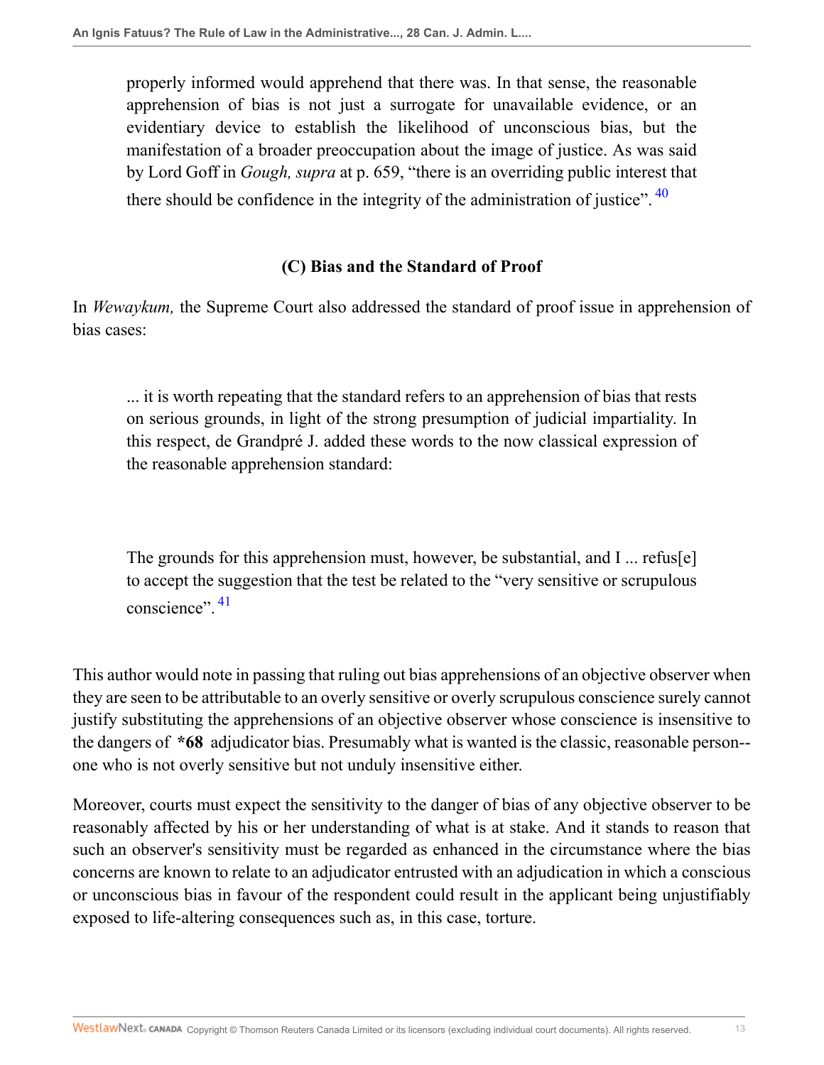> properly informed would apprehend that there was. In that sense, the reasonable apprehension of bias is not just a surrogate for unavailable evidence, or an evidentiary device to establish the likelihood of unconscious bias, but the manifestation of a broader preoccupation about the image of justice. As was said by Lord Goff in *Gough, supra* at p. 659, "there is an overriding public interest that there should be confidence in the integrity of the administration of justice".[40]

### (C) Bias and the Standard of Proof

In *Wewaykum,* the Supreme Court also addressed the standard of proof issue in apprehension of bias cases:

> ... it is worth repeating that the standard refers to an apprehension of bias that rests on serious grounds, in light of the strong presumption of judicial impartiality. In this respect, de Grandpré J. added these words to the now classical expression of the reasonable apprehension standard:
>
> The grounds for this apprehension must, however, be substantial, and I ... refus[e] to accept the suggestion that the test be related to the "very sensitive or scrupulous conscience".[41]

This author would note in passing that ruling out bias apprehensions of an objective observer when they are seen to be attributable to an overly sensitive or overly scrupulous conscience surely cannot justify substituting the apprehensions of an objective observer whose conscience is insensitive to the dangers of **\*68** adjudicator bias. Presumably what is wanted is the classic, reasonable person--one who is not overly sensitive but not unduly insensitive either.

Moreover, courts must expect the sensitivity to the danger of bias of any objective observer to be reasonably affected by his or her understanding of what is at stake. And it stands to reason that such an observer's sensitivity must be regarded as enhanced in the circumstance where the bias concerns are known to relate to an adjudicator entrusted with an adjudication in which a conscious or unconscious bias in favour of the respondent could result in the applicant being unjustifiably exposed to life-altering consequences such as, in this case, torture.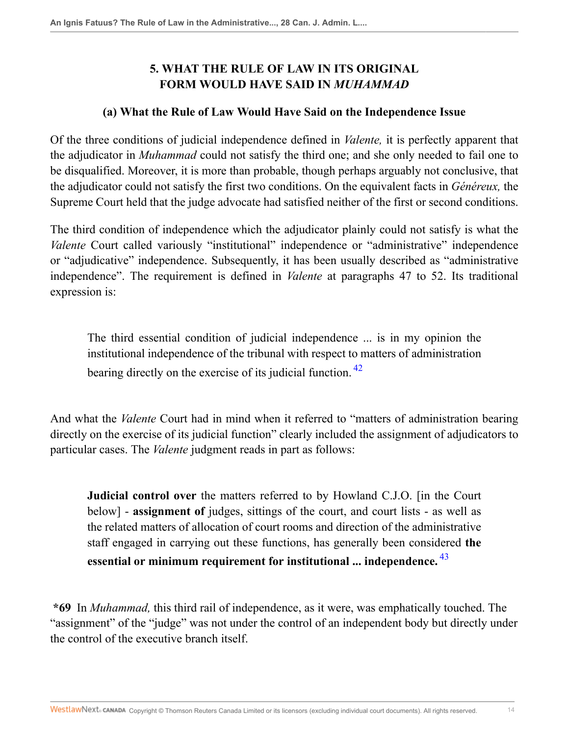## 5. WHAT THE RULE OF LAW IN ITS ORIGINAL FORM WOULD HAVE SAID IN *MUHAMMAD*

### (a) What the Rule of Law Would Have Said on the Independence Issue

Of the three conditions of judicial independence defined in *Valente,* it is perfectly apparent that the adjudicator in *Muhammad* could not satisfy the third one; and she only needed to fail one to be disqualified. Moreover, it is more than probable, though perhaps arguably not conclusive, that the adjudicator could not satisfy the first two conditions. On the equivalent facts in *Généreux,* the Supreme Court held that the judge advocate had satisfied neither of the first or second conditions.

The third condition of independence which the adjudicator plainly could not satisfy is what the *Valente* Court called variously "institutional" independence or "administrative" independence or "adjudicative" independence. Subsequently, it has been usually described as "administrative independence". The requirement is defined in *Valente* at paragraphs 47 to 52. Its traditional expression is:

> The third essential condition of judicial independence ... is in my opinion the institutional independence of the tribunal with respect to matters of administration bearing directly on the exercise of its judicial function. [42]

And what the *Valente* Court had in mind when it referred to "matters of administration bearing directly on the exercise of its judicial function" clearly included the assignment of adjudicators to particular cases. The *Valente* judgment reads in part as follows:

> **Judicial control over** the matters referred to by Howland C.J.O. [in the Court below] - **assignment of** judges, sittings of the court, and court lists - as well as the related matters of allocation of court rooms and direction of the administrative staff engaged in carrying out these functions, has generally been considered **the essential or minimum requirement for institutional ... independence.** [43]

**\*69** In *Muhammad,* this third rail of independence, as it were, was emphatically touched. The "assignment" of the "judge" was not under the control of an independent body but directly under the control of the executive branch itself.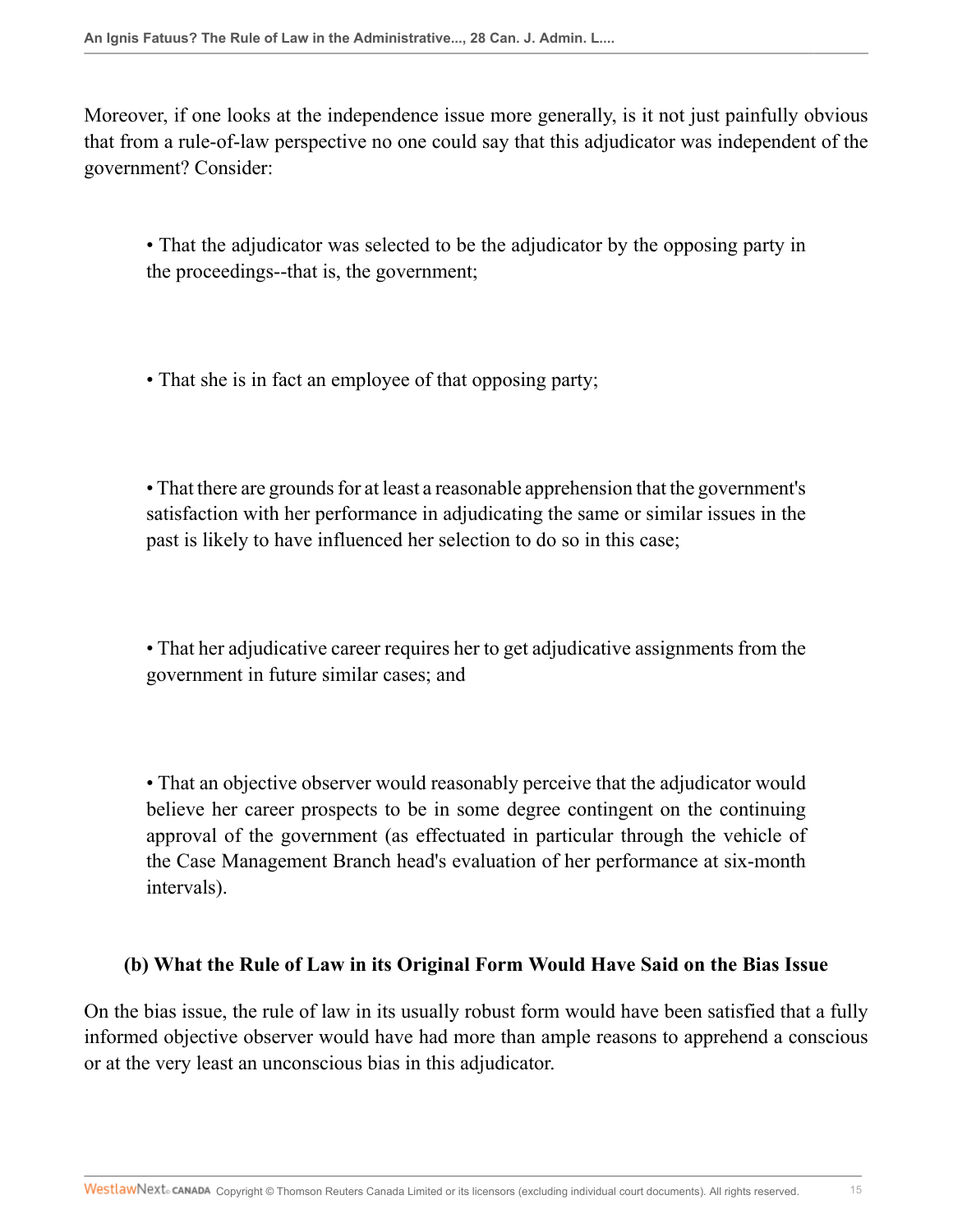Moreover, if one looks at the independence issue more generally, is it not just painfully obvious that from a rule-of-law perspective no one could say that this adjudicator was independent of the government? Consider:

- That the adjudicator was selected to be the adjudicator by the opposing party in the proceedings--that is, the government;

- That she is in fact an employee of that opposing party;

- That there are grounds for at least a reasonable apprehension that the government's satisfaction with her performance in adjudicating the same or similar issues in the past is likely to have influenced her selection to do so in this case;

- That her adjudicative career requires her to get adjudicative assignments from the government in future similar cases; and

- That an objective observer would reasonably perceive that the adjudicator would believe her career prospects to be in some degree contingent on the continuing approval of the government (as effectuated in particular through the vehicle of the Case Management Branch head's evaluation of her performance at six-month intervals).

### (b) What the Rule of Law in its Original Form Would Have Said on the Bias Issue

On the bias issue, the rule of law in its usually robust form would have been satisfied that a fully informed objective observer would have had more than ample reasons to apprehend a conscious or at the very least an unconscious bias in this adjudicator.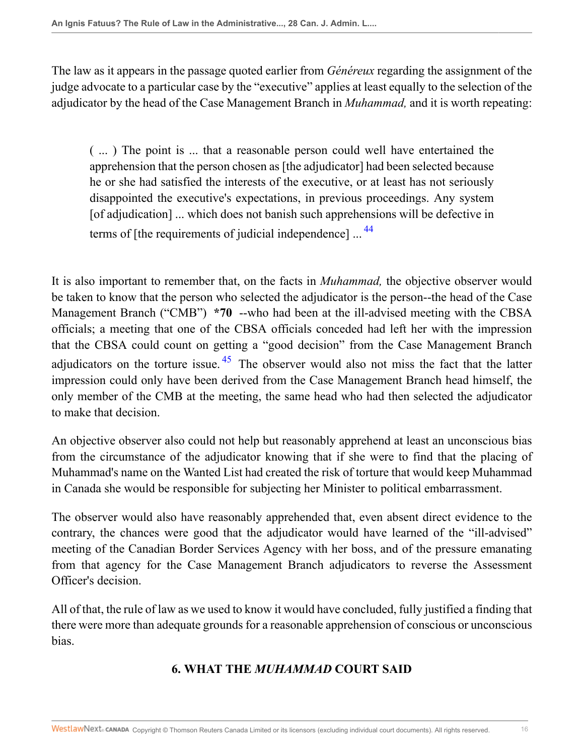The law as it appears in the passage quoted earlier from *Généreux* regarding the assignment of the judge advocate to a particular case by the "executive" applies at least equally to the selection of the adjudicator by the head of the Case Management Branch in *Muhammad,* and it is worth repeating:

> ( ... ) The point is ... that a reasonable person could well have entertained the apprehension that the person chosen as [the adjudicator] had been selected because he or she had satisfied the interests of the executive, or at least has not seriously disappointed the executive's expectations, in previous proceedings. Any system [of adjudication] ... which does not banish such apprehensions will be defective in terms of [the requirements of judicial independence] ... [44]

It is also important to remember that, on the facts in *Muhammad,* the objective observer would be taken to know that the person who selected the adjudicator is the person--the head of the Case Management Branch ("CMB") **\*70** --who had been at the ill-advised meeting with the CBSA officials; a meeting that one of the CBSA officials conceded had left her with the impression that the CBSA could count on getting a "good decision" from the Case Management Branch adjudicators on the torture issue. [45] The observer would also not miss the fact that the latter impression could only have been derived from the Case Management Branch head himself, the only member of the CMB at the meeting, the same head who had then selected the adjudicator to make that decision.

An objective observer also could not help but reasonably apprehend at least an unconscious bias from the circumstance of the adjudicator knowing that if she were to find that the placing of Muhammad's name on the Wanted List had created the risk of torture that would keep Muhammad in Canada she would be responsible for subjecting her Minister to political embarrassment.

The observer would also have reasonably apprehended that, even absent direct evidence to the contrary, the chances were good that the adjudicator would have learned of the "ill-advised" meeting of the Canadian Border Services Agency with her boss, and of the pressure emanating from that agency for the Case Management Branch adjudicators to reverse the Assessment Officer's decision.

All of that, the rule of law as we used to know it would have concluded, fully justified a finding that there were more than adequate grounds for a reasonable apprehension of conscious or unconscious bias.

## 6. WHAT THE *MUHAMMAD* COURT SAID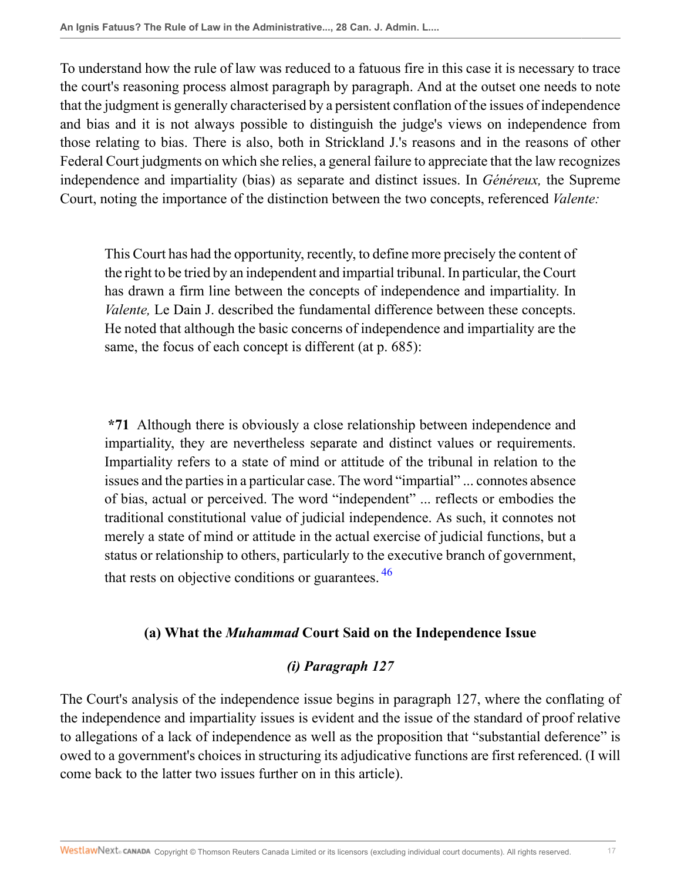To understand how the rule of law was reduced to a fatuous fire in this case it is necessary to trace the court's reasoning process almost paragraph by paragraph. And at the outset one needs to note that the judgment is generally characterised by a persistent conflation of the issues of independence and bias and it is not always possible to distinguish the judge's views on independence from those relating to bias. There is also, both in Strickland J.'s reasons and in the reasons of other Federal Court judgments on which she relies, a general failure to appreciate that the law recognizes independence and impartiality (bias) as separate and distinct issues. In *Généreux,* the Supreme Court, noting the importance of the distinction between the two concepts, referenced *Valente:*

> This Court has had the opportunity, recently, to define more precisely the content of the right to be tried by an independent and impartial tribunal. In particular, the Court has drawn a firm line between the concepts of independence and impartiality. In *Valente,* Le Dain J. described the fundamental difference between these concepts. He noted that although the basic concerns of independence and impartiality are the same, the focus of each concept is different (at p. 685):

> **\*71** Although there is obviously a close relationship between independence and impartiality, they are nevertheless separate and distinct values or requirements. Impartiality refers to a state of mind or attitude of the tribunal in relation to the issues and the parties in a particular case. The word "impartial" ... connotes absence of bias, actual or perceived. The word "independent" ... reflects or embodies the traditional constitutional value of judicial independence. As such, it connotes not merely a state of mind or attitude in the actual exercise of judicial functions, but a status or relationship to others, particularly to the executive branch of government, that rests on objective conditions or guarantees. [46]

### (a) What the *Muhammad* Court Said on the Independence Issue

#### *(i) Paragraph 127*

The Court's analysis of the independence issue begins in paragraph 127, where the conflating of the independence and impartiality issues is evident and the issue of the standard of proof relative to allegations of a lack of independence as well as the proposition that "substantial deference" is owed to a government's choices in structuring its adjudicative functions are first referenced. (I will come back to the latter two issues further on in this article).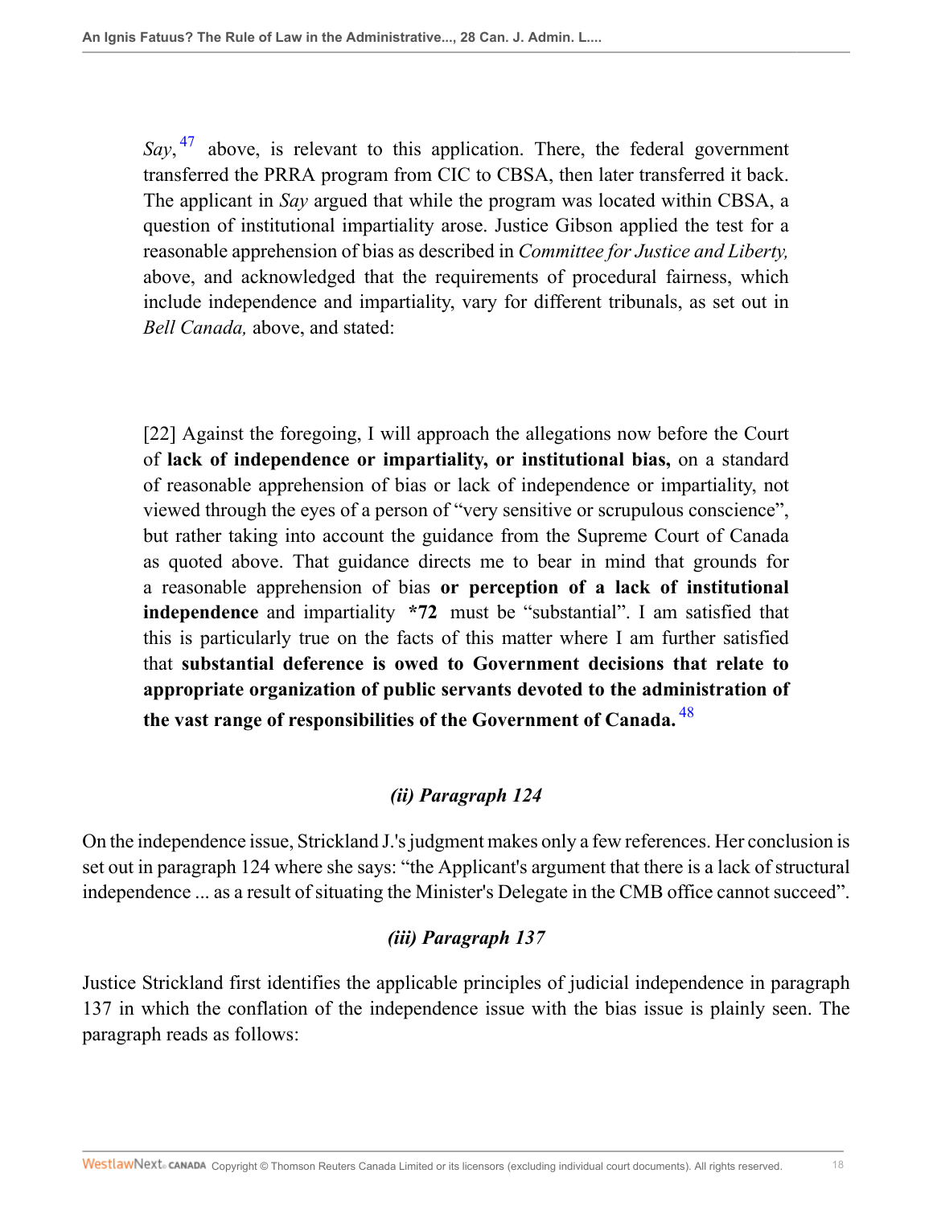*Say*,[47] above, is relevant to this application. There, the federal government transferred the PRRA program from CIC to CBSA, then later transferred it back. The applicant in *Say* argued that while the program was located within CBSA, a question of institutional impartiality arose. Justice Gibson applied the test for a reasonable apprehension of bias as described in *Committee for Justice and Liberty,* above, and acknowledged that the requirements of procedural fairness, which include independence and impartiality, vary for different tribunals, as set out in *Bell Canada,* above, and stated:

> [22] Against the foregoing, I will approach the allegations now before the Court of **lack of independence or impartiality, or institutional bias,** on a standard of reasonable apprehension of bias or lack of independence or impartiality, not viewed through the eyes of a person of "very sensitive or scrupulous conscience", but rather taking into account the guidance from the Supreme Court of Canada as quoted above. That guidance directs me to bear in mind that grounds for a reasonable apprehension of bias **or perception of a lack of institutional independence** and impartiality **\*72** must be "substantial". I am satisfied that this is particularly true on the facts of this matter where I am further satisfied that **substantial deference is owed to Government decisions that relate to appropriate organization of public servants devoted to the administration of the vast range of responsibilities of the Government of Canada.**[48]

### *(ii) Paragraph 124*

On the independence issue, Strickland J.'s judgment makes only a few references. Her conclusion is set out in paragraph 124 where she says: "the Applicant's argument that there is a lack of structural independence ... as a result of situating the Minister's Delegate in the CMB office cannot succeed".

### *(iii) Paragraph 137*

Justice Strickland first identifies the applicable principles of judicial independence in paragraph 137 in which the conflation of the independence issue with the bias issue is plainly seen. The paragraph reads as follows: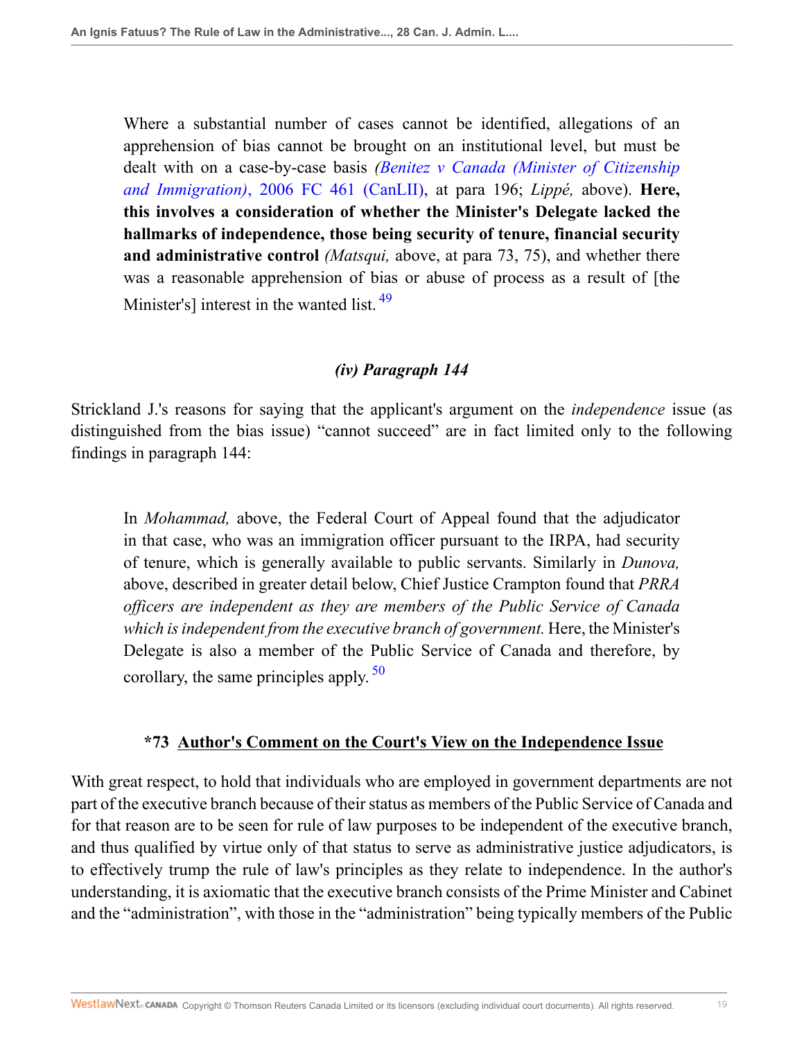> Where a substantial number of cases cannot be identified, allegations of an apprehension of bias cannot be brought on an institutional level, but must be dealt with on a case-by-case basis *(Benitez v Canada (Minister of Citizenship and Immigration)*, 2006 FC 461 (CanLII), at para 196; *Lippé,* above). **Here, this involves a consideration of whether the Minister's Delegate lacked the hallmarks of independence, those being security of tenure, financial security and administrative control** *(Matsqui,* above, at para 73, 75), and whether there was a reasonable apprehension of bias or abuse of process as a result of [the Minister's] interest in the wanted list. [49]

### *(iv) Paragraph 144*

Strickland J.'s reasons for saying that the applicant's argument on the *independence* issue (as distinguished from the bias issue) "cannot succeed" are in fact limited only to the following findings in paragraph 144:

> In *Mohammad,* above, the Federal Court of Appeal found that the adjudicator in that case, who was an immigration officer pursuant to the IRPA, had security of tenure, which is generally available to public servants. Similarly in *Dunova,* above, described in greater detail below, Chief Justice Crampton found that *PRRA officers are independent as they are members of the Public Service of Canada which is independent from the executive branch of government.* Here, the Minister's Delegate is also a member of the Public Service of Canada and therefore, by corollary, the same principles apply. [50]

### *73 <u>Author's Comment on the Court's View on the Independence Issue</u>

With great respect, to hold that individuals who are employed in government departments are not part of the executive branch because of their status as members of the Public Service of Canada and for that reason are to be seen for rule of law purposes to be independent of the executive branch, and thus qualified by virtue only of that status to serve as administrative justice adjudicators, is to effectively trump the rule of law's principles as they relate to independence. In the author's understanding, it is axiomatic that the executive branch consists of the Prime Minister and Cabinet and the "administration", with those in the "administration" being typically members of the Public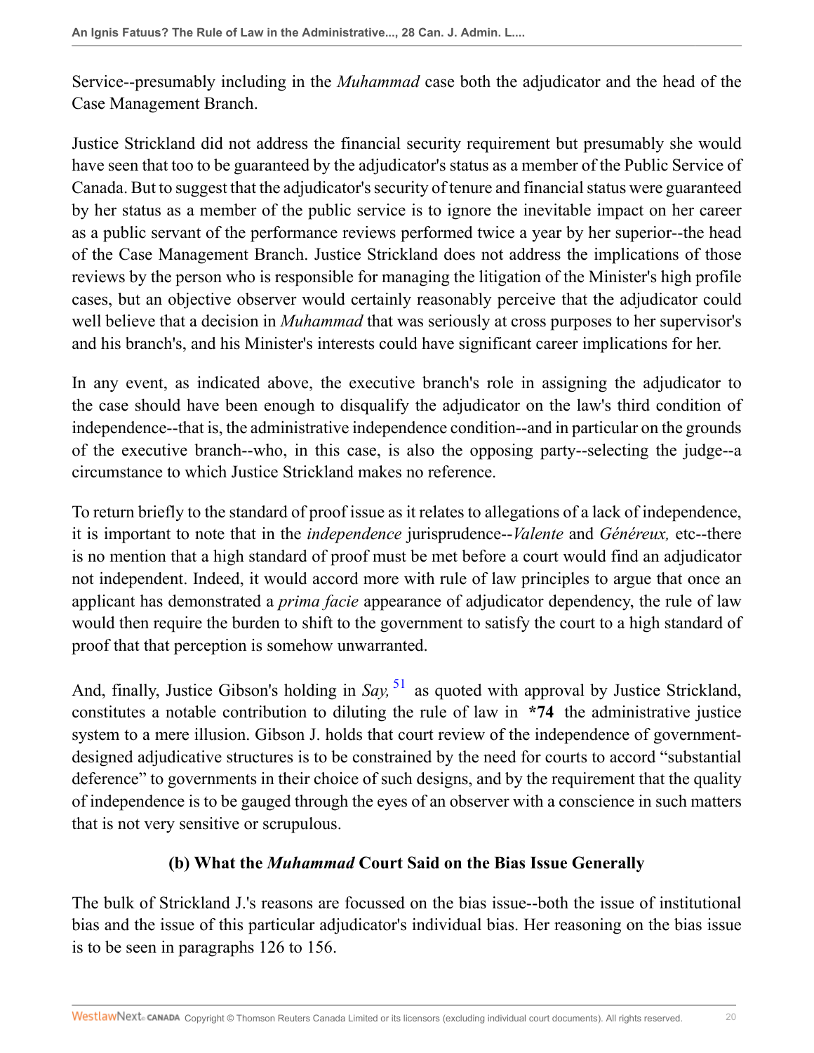Service--presumably including in the *Muhammad* case both the adjudicator and the head of the Case Management Branch.

Justice Strickland did not address the financial security requirement but presumably she would have seen that too to be guaranteed by the adjudicator's status as a member of the Public Service of Canada. But to suggest that the adjudicator's security of tenure and financial status were guaranteed by her status as a member of the public service is to ignore the inevitable impact on her career as a public servant of the performance reviews performed twice a year by her superior--the head of the Case Management Branch. Justice Strickland does not address the implications of those reviews by the person who is responsible for managing the litigation of the Minister's high profile cases, but an objective observer would certainly reasonably perceive that the adjudicator could well believe that a decision in *Muhammad* that was seriously at cross purposes to her supervisor's and his branch's, and his Minister's interests could have significant career implications for her.

In any event, as indicated above, the executive branch's role in assigning the adjudicator to the case should have been enough to disqualify the adjudicator on the law's third condition of independence--that is, the administrative independence condition--and in particular on the grounds of the executive branch--who, in this case, is also the opposing party--selecting the judge--a circumstance to which Justice Strickland makes no reference.

To return briefly to the standard of proof issue as it relates to allegations of a lack of independence, it is important to note that in the *independence* jurisprudence--*Valente* and *Généreux,* etc--there is no mention that a high standard of proof must be met before a court would find an adjudicator not independent. Indeed, it would accord more with rule of law principles to argue that once an applicant has demonstrated a *prima facie* appearance of adjudicator dependency, the rule of law would then require the burden to shift to the government to satisfy the court to a high standard of proof that that perception is somehow unwarranted.

And, finally, Justice Gibson's holding in *Say,* [51] as quoted with approval by Justice Strickland, constitutes a notable contribution to diluting the rule of law in **\*74** the administrative justice system to a mere illusion. Gibson J. holds that court review of the independence of government-designed adjudicative structures is to be constrained by the need for courts to accord "substantial deference" to governments in their choice of such designs, and by the requirement that the quality of independence is to be gauged through the eyes of an observer with a conscience in such matters that is not very sensitive or scrupulous.

### (b) What the *Muhammad* Court Said on the Bias Issue Generally

The bulk of Strickland J.'s reasons are focussed on the bias issue--both the issue of institutional bias and the issue of this particular adjudicator's individual bias. Her reasoning on the bias issue is to be seen in paragraphs 126 to 156.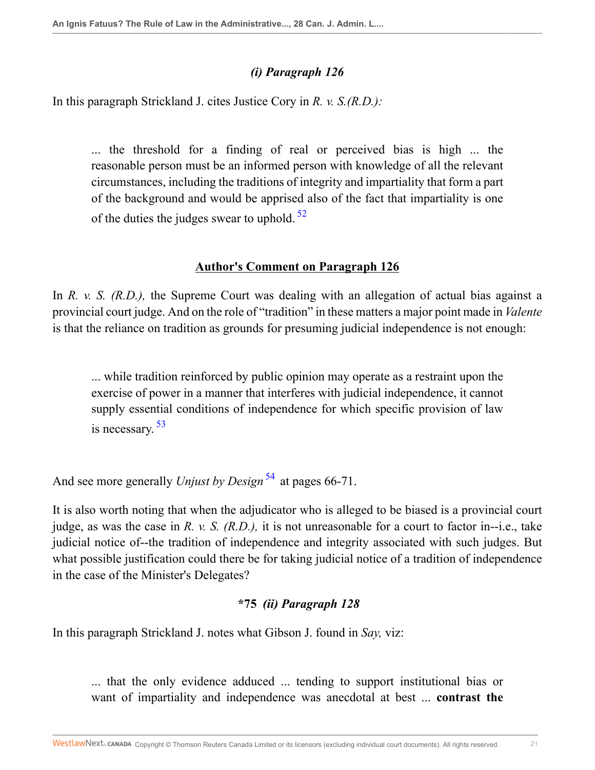### *(i) Paragraph 126*

In this paragraph Strickland J. cites Justice Cory in *R. v. S.(R.D.):*

> ... the threshold for a finding of real or perceived bias is high ... the reasonable person must be an informed person with knowledge of all the relevant circumstances, including the traditions of integrity and impartiality that form a part of the background and would be apprised also of the fact that impartiality is one of the duties the judges swear to uphold. [52]

**<u>Author's Comment on Paragraph 126</u>**

In *R. v. S. (R.D.),* the Supreme Court was dealing with an allegation of actual bias against a provincial court judge. And on the role of "tradition" in these matters a major point made in *Valente* is that the reliance on tradition as grounds for presuming judicial independence is not enough:

> ... while tradition reinforced by public opinion may operate as a restraint upon the exercise of power in a manner that interferes with judicial independence, it cannot supply essential conditions of independence for which specific provision of law is necessary. [53]

And see more generally *Unjust by Design* [54] at pages 66-71.

It is also worth noting that when the adjudicator who is alleged to be biased is a provincial court judge, as was the case in *R. v. S. (R.D.),* it is not unreasonable for a court to factor in--i.e., take judicial notice of--the tradition of independence and integrity associated with such judges. But what possible justification could there be for taking judicial notice of a tradition of independence in the case of the Minister's Delegates?

### *75 *(ii) Paragraph 128*

In this paragraph Strickland J. notes what Gibson J. found in *Say,* viz:

> ... that the only evidence adduced ... tending to support institutional bias or want of impartiality and independence was anecdotal at best ... **contrast the**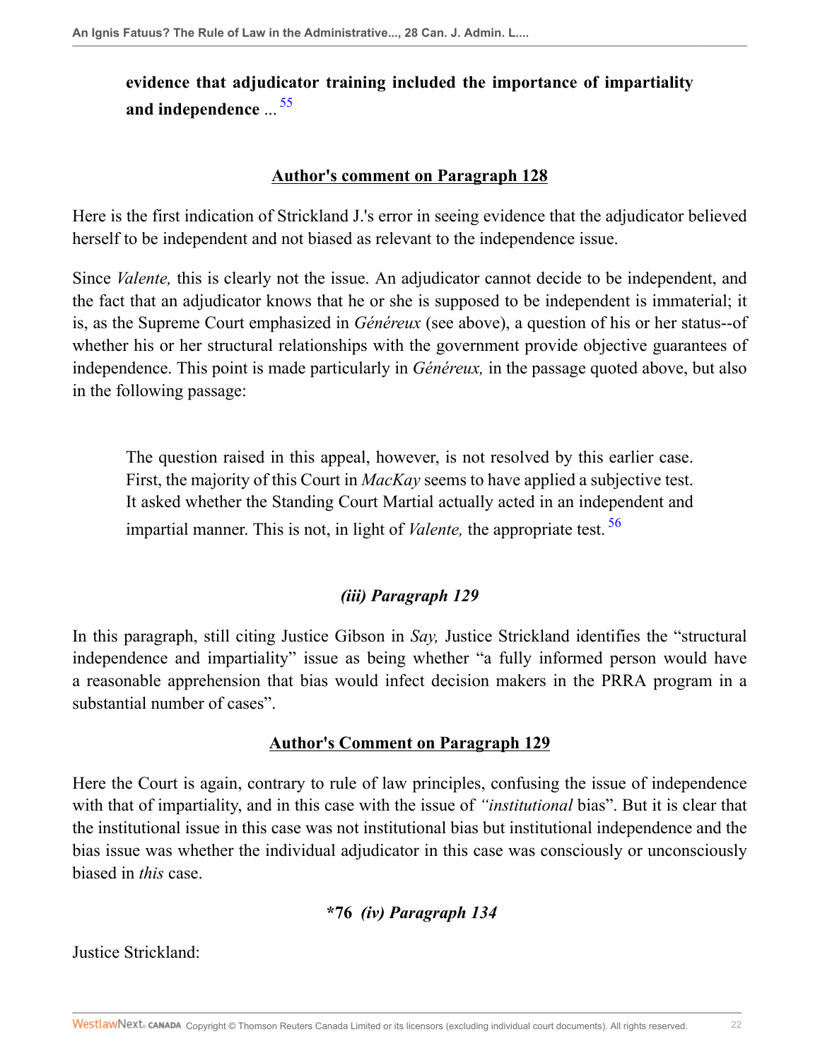> **evidence that adjudicator training included the importance of impartiality and independence** ...[55]

### Author's comment on Paragraph 128

Here is the first indication of Strickland J.'s error in seeing evidence that the adjudicator believed herself to be independent and not biased as relevant to the independence issue.

Since *Valente,* this is clearly not the issue. An adjudicator cannot decide to be independent, and the fact that an adjudicator knows that he or she is supposed to be independent is immaterial; it is, as the Supreme Court emphasized in *Généreux* (see above), a question of his or her status--of whether his or her structural relationships with the government provide objective guarantees of independence. This point is made particularly in *Généreux,* in the passage quoted above, but also in the following passage:

> The question raised in this appeal, however, is not resolved by this earlier case. First, the majority of this Court in *MacKay* seems to have applied a subjective test. It asked whether the Standing Court Martial actually acted in an independent and impartial manner. This is not, in light of *Valente,* the appropriate test.[56]

### *(iii) Paragraph 129*

In this paragraph, still citing Justice Gibson in *Say,* Justice Strickland identifies the "structural independence and impartiality" issue as being whether "a fully informed person would have a reasonable apprehension that bias would infect decision makers in the PRRA program in a substantial number of cases".

### Author's Comment on Paragraph 129

Here the Court is again, contrary to rule of law principles, confusing the issue of independence with that of impartiality, and in this case with the issue of *"institutional* bias". But it is clear that the institutional issue in this case was not institutional bias but institutional independence and the bias issue was whether the individual adjudicator in this case was consciously or unconsciously biased in *this* case.

### \*76 *(iv) Paragraph 134*

Justice Strickland: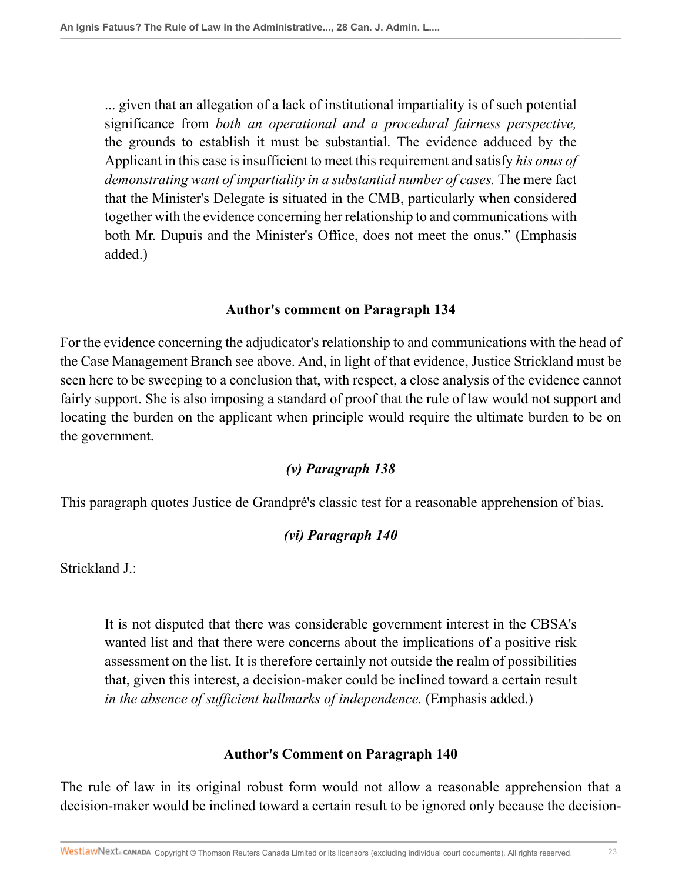> ... given that an allegation of a lack of institutional impartiality is of such potential significance from *both an operational and a procedural fairness perspective,* the grounds to establish it must be substantial. The evidence adduced by the Applicant in this case is insufficient to meet this requirement and satisfy *his onus of demonstrating want of impartiality in a substantial number of cases.* The mere fact that the Minister's Delegate is situated in the CMB, particularly when considered together with the evidence concerning her relationship to and communications with both Mr. Dupuis and the Minister's Office, does not meet the onus." (Emphasis added.)

### **Author's comment on Paragraph 134**

For the evidence concerning the adjudicator's relationship to and communications with the head of the Case Management Branch see above. And, in light of that evidence, Justice Strickland must be seen here to be sweeping to a conclusion that, with respect, a close analysis of the evidence cannot fairly support. She is also imposing a standard of proof that the rule of law would not support and locating the burden on the applicant when principle would require the ultimate burden to be on the government.

### *(v) Paragraph 138*

This paragraph quotes Justice de Grandpré's classic test for a reasonable apprehension of bias.

### *(vi) Paragraph 140*

Strickland J.:

> It is not disputed that there was considerable government interest in the CBSA's wanted list and that there were concerns about the implications of a positive risk assessment on the list. It is therefore certainly not outside the realm of possibilities that, given this interest, a decision-maker could be inclined toward a certain result *in the absence of sufficient hallmarks of independence.* (Emphasis added.)

### **Author's Comment on Paragraph 140**

The rule of law in its original robust form would not allow a reasonable apprehension that a decision-maker would be inclined toward a certain result to be ignored only because the decision-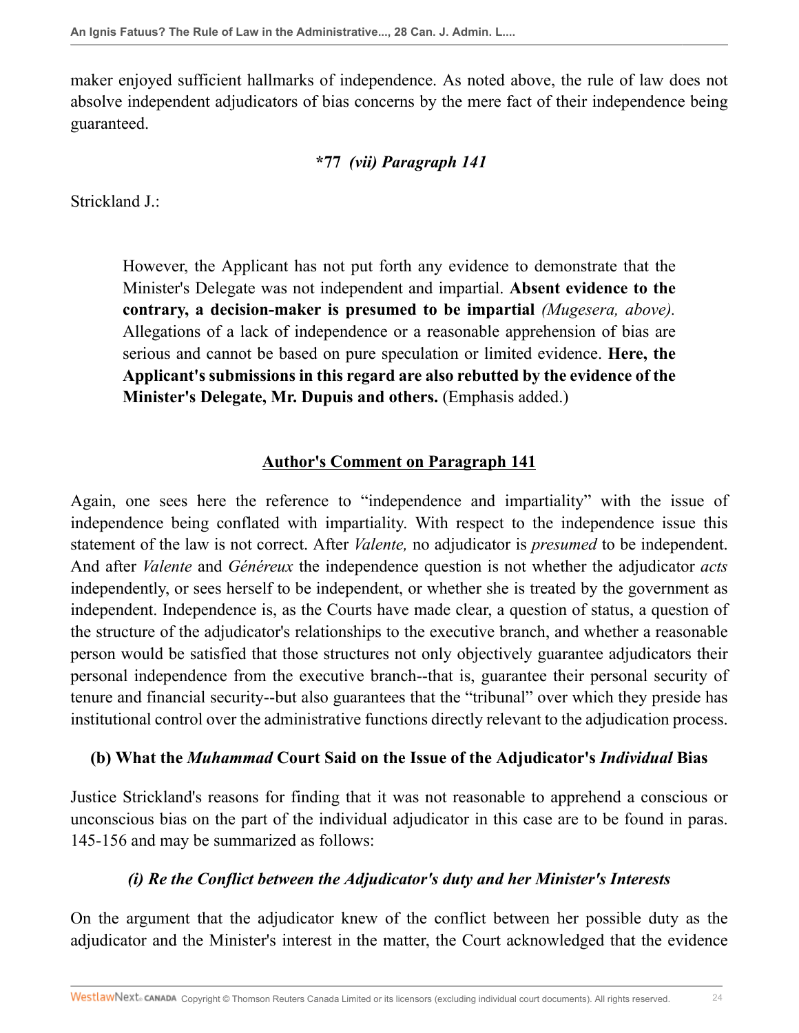maker enjoyed sufficient hallmarks of independence. As noted above, the rule of law does not absolve independent adjudicators of bias concerns by the mere fact of their independence being guaranteed.

### *77 *(vii) Paragraph 141*

Strickland J.:

> However, the Applicant has not put forth any evidence to demonstrate that the Minister's Delegate was not independent and impartial. **Absent evidence to the contrary, a decision-maker is presumed to be impartial** *(Mugesera, above).* Allegations of a lack of independence or a reasonable apprehension of bias are serious and cannot be based on pure speculation or limited evidence. **Here, the Applicant's submissions in this regard are also rebutted by the evidence of the Minister's Delegate, Mr. Dupuis and others.** (Emphasis added.)

**Author's Comment on Paragraph 141**

Again, one sees here the reference to "independence and impartiality" with the issue of independence being conflated with impartiality. With respect to the independence issue this statement of the law is not correct. After *Valente,* no adjudicator is *presumed* to be independent. And after *Valente* and *Généreux* the independence question is not whether the adjudicator *acts* independently, or sees herself to be independent, or whether she is treated by the government as independent. Independence is, as the Courts have made clear, a question of status, a question of the structure of the adjudicator's relationships to the executive branch, and whether a reasonable person would be satisfied that those structures not only objectively guarantee adjudicators their personal independence from the executive branch--that is, guarantee their personal security of tenure and financial security--but also guarantees that the "tribunal" over which they preside has institutional control over the administrative functions directly relevant to the adjudication process.

## (b) What the *Muhammad* Court Said on the Issue of the Adjudicator's *Individual* Bias

Justice Strickland's reasons for finding that it was not reasonable to apprehend a conscious or unconscious bias on the part of the individual adjudicator in this case are to be found in paras. 145-156 and may be summarized as follows:

### *(i) Re the Conflict between the Adjudicator's duty and her Minister's Interests*

On the argument that the adjudicator knew of the conflict between her possible duty as the adjudicator and the Minister's interest in the matter, the Court acknowledged that the evidence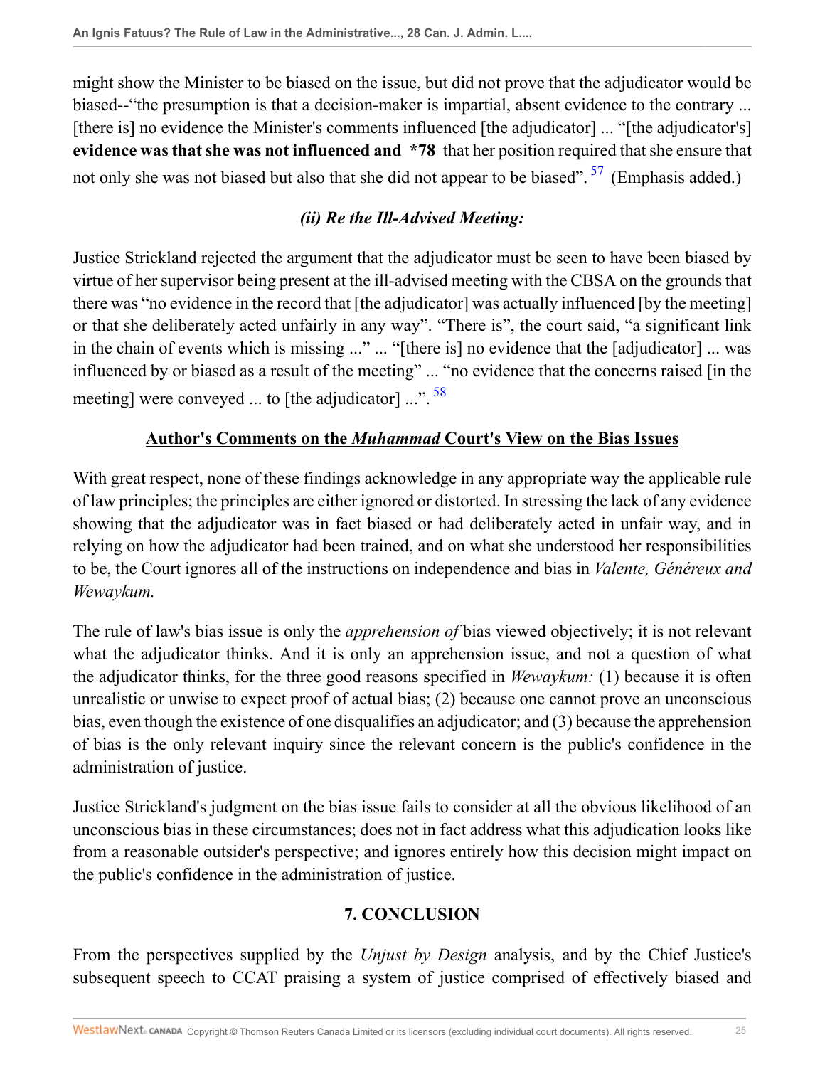might show the Minister to be biased on the issue, but did not prove that the adjudicator would be biased--"the presumption is that a decision-maker is impartial, absent evidence to the contrary ... [there is] no evidence the Minister's comments influenced [the adjudicator] ... "[the adjudicator's] **evidence was that she was not influenced and** **\*78** that her position required that she ensure that not only she was not biased but also that she did not appear to be biased".[57] (Emphasis added.)

### *(ii) Re the Ill-Advised Meeting:*

Justice Strickland rejected the argument that the adjudicator must be seen to have been biased by virtue of her supervisor being present at the ill-advised meeting with the CBSA on the grounds that there was "no evidence in the record that [the adjudicator] was actually influenced [by the meeting] or that she deliberately acted unfairly in any way". "There is", the court said, "a significant link in the chain of events which is missing ..." ... "[there is] no evidence that the [adjudicator] ... was influenced by or biased as a result of the meeting" ... "no evidence that the concerns raised [in the meeting] were conveyed ... to [the adjudicator] ...".[58]

### Author's Comments on the *Muhammad* Court's View on the Bias Issues

With great respect, none of these findings acknowledge in any appropriate way the applicable rule of law principles; the principles are either ignored or distorted. In stressing the lack of any evidence showing that the adjudicator was in fact biased or had deliberately acted in unfair way, and in relying on how the adjudicator had been trained, and on what she understood her responsibilities to be, the Court ignores all of the instructions on independence and bias in *Valente, Généreux and Wewaykum.*

The rule of law's bias issue is only the *apprehension of* bias viewed objectively; it is not relevant what the adjudicator thinks. And it is only an apprehension issue, and not a question of what the adjudicator thinks, for the three good reasons specified in *Wewaykum:* (1) because it is often unrealistic or unwise to expect proof of actual bias; (2) because one cannot prove an unconscious bias, even though the existence of one disqualifies an adjudicator; and (3) because the apprehension of bias is the only relevant inquiry since the relevant concern is the public's confidence in the administration of justice.

Justice Strickland's judgment on the bias issue fails to consider at all the obvious likelihood of an unconscious bias in these circumstances; does not in fact address what this adjudication looks like from a reasonable outsider's perspective; and ignores entirely how this decision might impact on the public's confidence in the administration of justice.

## 7. CONCLUSION

From the perspectives supplied by the *Unjust by Design* analysis, and by the Chief Justice's subsequent speech to CCAT praising a system of justice comprised of effectively biased and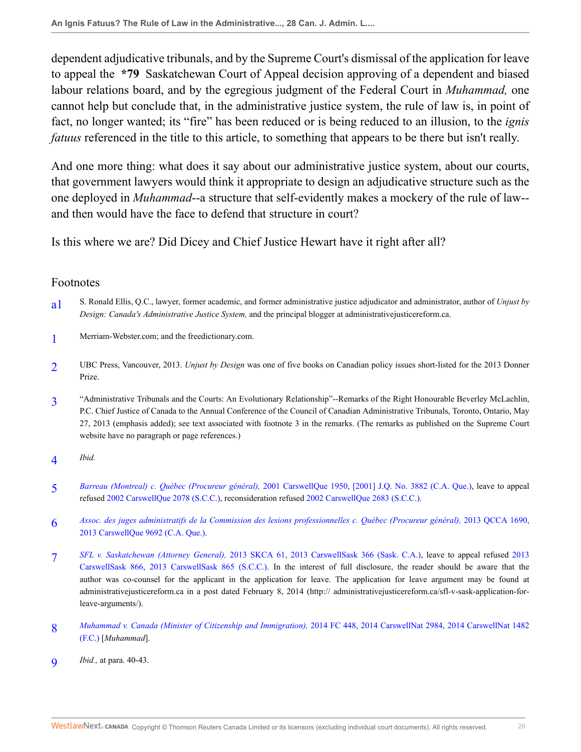dependent adjudicative tribunals, and by the Supreme Court's dismissal of the application for leave to appeal the **\*79** Saskatchewan Court of Appeal decision approving of a dependent and biased labour relations board, and by the egregious judgment of the Federal Court in *Muhammad,* one cannot help but conclude that, in the administrative justice system, the rule of law is, in point of fact, no longer wanted; its "fire" has been reduced or is being reduced to an illusion, to the *ignis fatuus* referenced in the title to this article, to something that appears to be there but isn't really.

And one more thing: what does it say about our administrative justice system, about our courts, that government lawyers would think it appropriate to design an adjudicative structure such as the one deployed in *Muhammad*--a structure that self-evidently makes a mockery of the rule of law--and then would have the face to defend that structure in court?

Is this where we are? Did Dicey and Chief Justice Hewart have it right after all?

## Footnotes

a1 S. Ronald Ellis, Q.C., lawyer, former academic, and former administrative justice adjudicator and administrator, author of *Unjust by Design: Canada's Administrative Justice System,* and the principal blogger at administrativejusticereform.ca.

1 Merriam-Webster.com; and the freedictionary.com.

2 UBC Press, Vancouver, 2013. *Unjust by Design* was one of five books on Canadian policy issues short-listed for the 2013 Donner Prize.

3 "Administrative Tribunals and the Courts: An Evolutionary Relationship"--Remarks of the Right Honourable Beverley McLachlin, P.C. Chief Justice of Canada to the Annual Conference of the Council of Canadian Administrative Tribunals, Toronto, Ontario, May 27, 2013 (emphasis added); see text associated with footnote 3 in the remarks. (The remarks as published on the Supreme Court website have no paragraph or page references.)

4 *Ibid.*

5 *Barreau (Montreal) c. Québec (Procureur général),* 2001 CarswellQue 1950, [2001] J.Q. No. 3882 (C.A. Que.), leave to appeal refused 2002 CarswellQue 2078 (S.C.C.), reconsideration refused 2002 CarswellQue 2683 (S.C.C.).

6 *Assoc. des juges administratifs de la Commission des lesions professionnelles c. Québec (Procureur général),* 2013 QCCA 1690, 2013 CarswellQue 9692 (C.A. Que.).

7 *SFL v. Saskatchewan (Attorney General),* 2013 SKCA 61, 2013 CarswellSask 366 (Sask. C.A.), leave to appeal refused 2013 CarswellSask 866, 2013 CarswellSask 865 (S.C.C.). In the interest of full disclosure, the reader should be aware that the author was co-counsel for the applicant in the application for leave. The application for leave argument may be found at administrativejusticereform.ca in a post dated February 8, 2014 (http:// administrativejusticereform.ca/sfl-v-sask-application-for-leave-arguments/).

8 *Muhammad v. Canada (Minister of Citizenship and Immigration),* 2014 FC 448, 2014 CarswellNat 2984, 2014 CarswellNat 1482 (F.C.) [*Muhammad*].

9 *Ibid.,* at para. 40-43.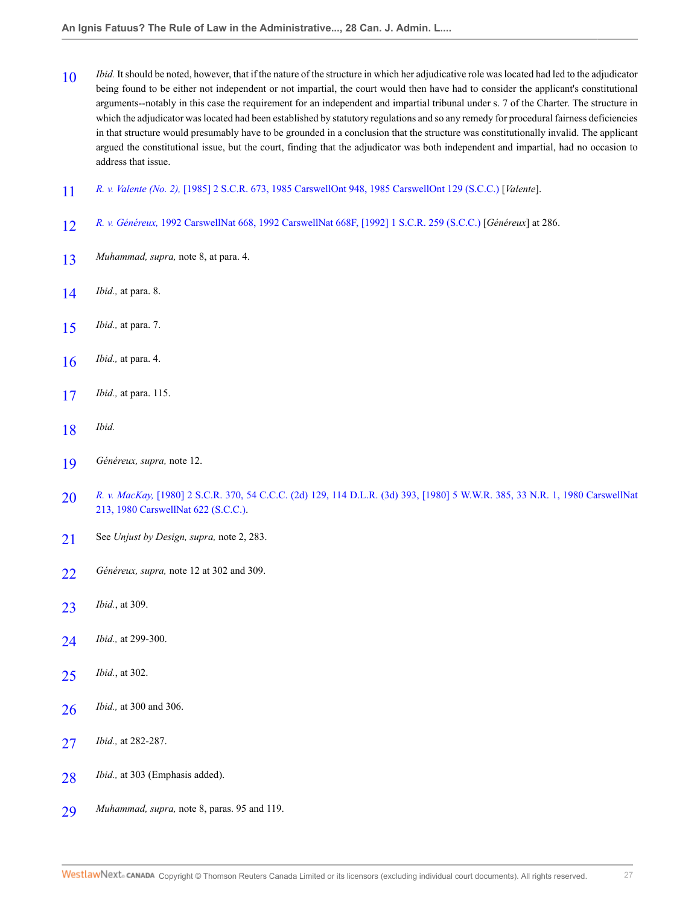10 *Ibid.* It should be noted, however, that if the nature of the structure in which her adjudicative role was located had led to the adjudicator being found to be either not independent or not impartial, the court would then have had to consider the applicant's constitutional arguments--notably in this case the requirement for an independent and impartial tribunal under s. 7 of the Charter. The structure in which the adjudicator was located had been established by statutory regulations and so any remedy for procedural fairness deficiencies in that structure would presumably have to be grounded in a conclusion that the structure was constitutionally invalid. The applicant argued the constitutional issue, but the court, finding that the adjudicator was both independent and impartial, had no occasion to address that issue.

11 *R. v. Valente (No. 2),* [1985] 2 S.C.R. 673, 1985 CarswellOnt 948, 1985 CarswellOnt 129 (S.C.C.) [*Valente*].

12 *R. v. Généreux,* 1992 CarswellNat 668, 1992 CarswellNat 668F, [1992] 1 S.C.R. 259 (S.C.C.) [*Généreux*] at 286.

13 *Muhammad, supra,* note 8, at para. 4.

14 *Ibid.,* at para. 8.

15 *Ibid.,* at para. 7.

16 *Ibid.,* at para. 4.

17 *Ibid.,* at para. 115.

18 *Ibid.*

19 *Généreux, supra,* note 12.

20 *R. v. MacKay,* [1980] 2 S.C.R. 370, 54 C.C.C. (2d) 129, 114 D.L.R. (3d) 393, [1980] 5 W.W.R. 385, 33 N.R. 1, 1980 CarswellNat 213, 1980 CarswellNat 622 (S.C.C.).

21 See *Unjust by Design, supra,* note 2, 283.

22 *Généreux, supra,* note 12 at 302 and 309.

23 *Ibid.*, at 309.

24 *Ibid.,* at 299-300.

25 *Ibid.*, at 302.

26 *Ibid.,* at 300 and 306.

27 *Ibid.,* at 282-287.

28 *Ibid.,* at 303 (Emphasis added).

29 *Muhammad, supra,* note 8, paras. 95 and 119.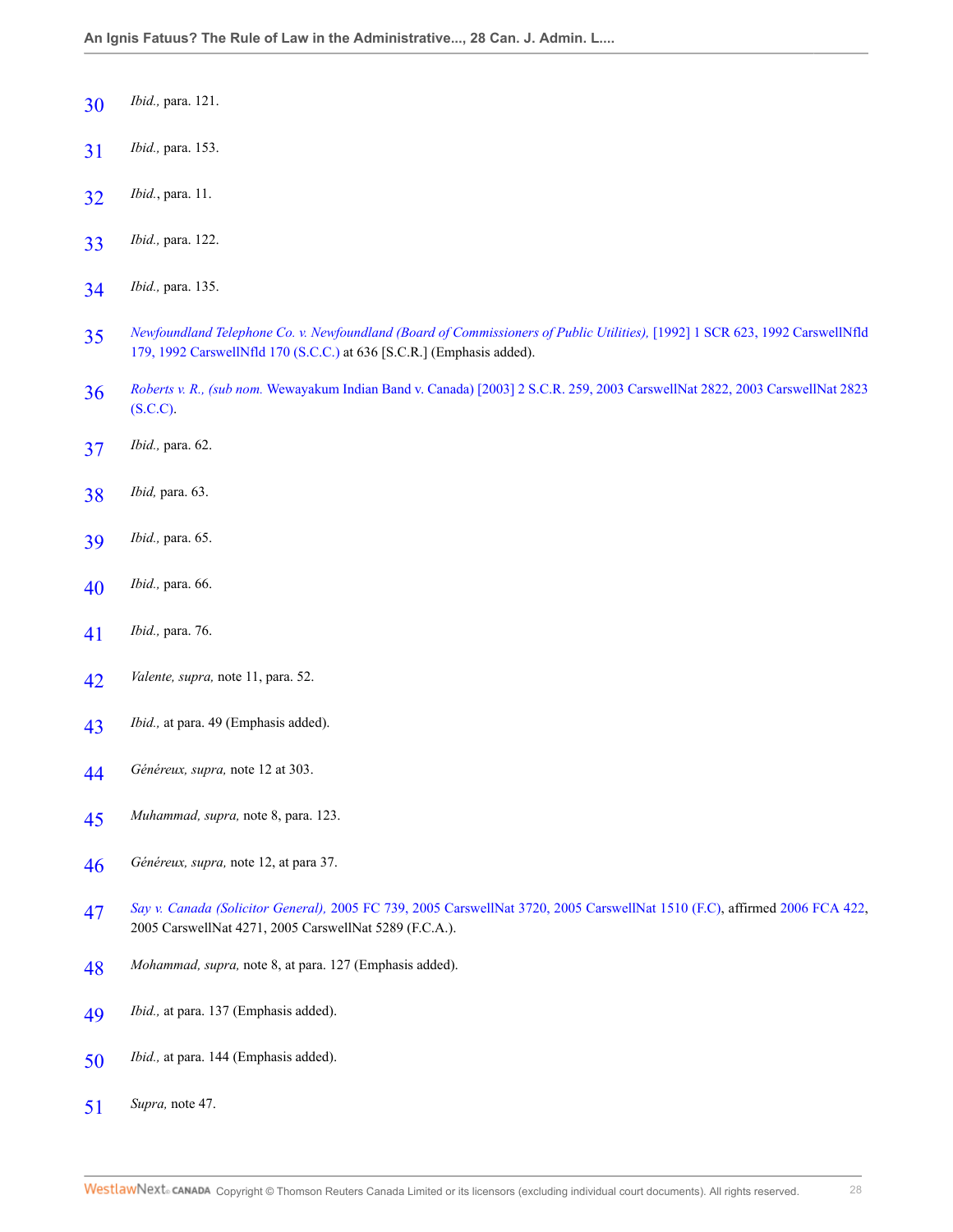30 *Ibid.,* para. 121.

31 *Ibid.,* para. 153.

32 *Ibid.*, para. 11.

33 *Ibid.,* para. 122.

34 *Ibid.,* para. 135.

35 *Newfoundland Telephone Co. v. Newfoundland (Board of Commissioners of Public Utilities),* [1992] 1 SCR 623, 1992 CarswellNfld 179, 1992 CarswellNfld 170 (S.C.C.) at 636 [S.C.R.] (Emphasis added).

36 *Roberts v. R., (sub nom.* Wewayakum Indian Band v. Canada) [2003] 2 S.C.R. 259, 2003 CarswellNat 2822, 2003 CarswellNat 2823 (S.C.C).

37 *Ibid.,* para. 62.

38 *Ibid,* para. 63.

39 *Ibid.,* para. 65.

40 *Ibid.,* para. 66.

41 *Ibid.,* para. 76.

42 *Valente, supra,* note 11, para. 52.

43 *Ibid.,* at para. 49 (Emphasis added).

44 *Généreux, supra,* note 12 at 303.

45 *Muhammad, supra,* note 8, para. 123.

46 *Généreux, supra,* note 12, at para 37.

47 *Say v. Canada (Solicitor General),* 2005 FC 739, 2005 CarswellNat 3720, 2005 CarswellNat 1510 (F.C), affirmed 2006 FCA 422, 2005 CarswellNat 4271, 2005 CarswellNat 5289 (F.C.A.).

48 *Mohammad, supra,* note 8, at para. 127 (Emphasis added).

49 *Ibid.,* at para. 137 (Emphasis added).

50 *Ibid.,* at para. 144 (Emphasis added).

51 *Supra,* note 47.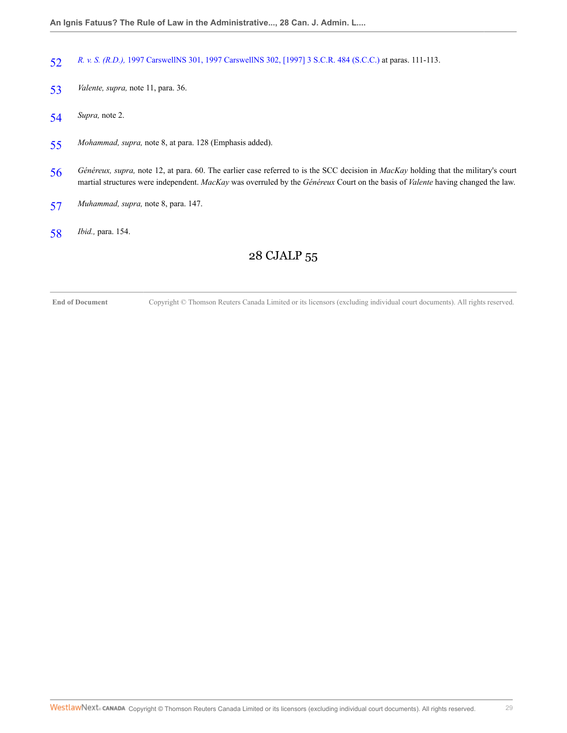52 *R. v. S. (R.D.),* 1997 CarswellNS 301, 1997 CarswellNS 302, [1997] 3 S.C.R. 484 (S.C.C.) at paras. 111-113.

53 *Valente, supra,* note 11, para. 36.

54 *Supra,* note 2.

55 *Mohammad, supra,* note 8, at para. 128 (Emphasis added).

56 *Généreux, supra,* note 12, at para. 60. The earlier case referred to is the SCC decision in *MacKay* holding that the military's court martial structures were independent. *MacKay* was overruled by the *Généreux* Court on the basis of *Valente* having changed the law.

57 *Muhammad, supra,* note 8, para. 147.

58 *Ibid.,* para. 154.

28 CJALP 55

End of Document Copyright © Thomson Reuters Canada Limited or its licensors (excluding individual court documents). All rights reserved.